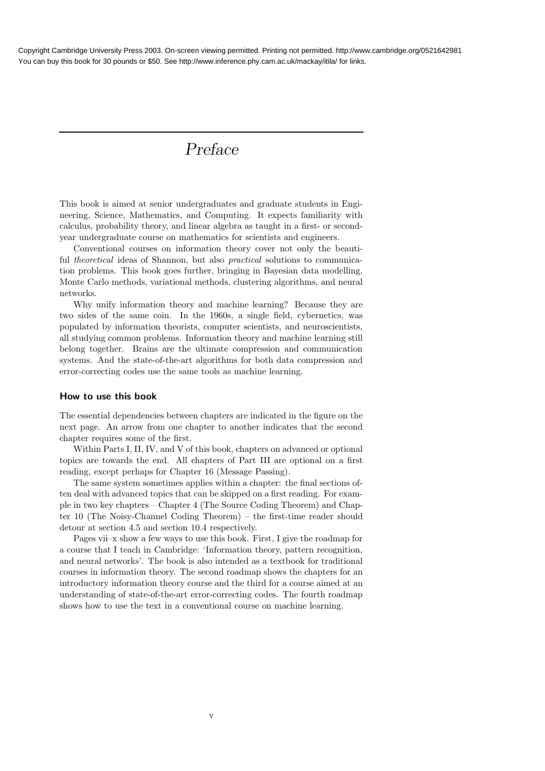# *Preface*

This book is aimed at senior undergraduates and graduate students in Engineering, Science, Mathematics, and Computing. It expects familiarity with calculus, probability theory, and linear algebra as taught in a first- or second-year undergraduate course on mathematics for scientists and engineers.

Conventional courses on information theory cover not only the beautiful *theoretical* ideas of Shannon, but also *practical* solutions to communication problems. This book goes further, bringing in Bayesian data modelling, Monte Carlo methods, variational methods, clustering algorithms, and neural networks.

Why unify information theory and machine learning? Because they are two sides of the same coin. In the 1960s, a single field, cybernetics, was populated by information theorists, computer scientists, and neuroscientists, all studying common problems. Information theory and machine learning still belong together. Brains are the ultimate compression and communication systems. And the state-of-the-art algorithms for both data compression and error-correcting codes use the same tools as machine learning.

### How to use this book

The essential dependencies between chapters are indicated in the figure on the next page. An arrow from one chapter to another indicates that the second chapter requires some of the first.

Within Parts I, II, IV, and V of this book, chapters on advanced or optional topics are towards the end. All chapters of Part III are optional on a first reading, except perhaps for Chapter 16 (Message Passing).

The same system sometimes applies within a chapter: the final sections often deal with advanced topics that can be skipped on a first reading. For example in two key chapters – Chapter 4 (The Source Coding Theorem) and Chapter 10 (The Noisy-Channel Coding Theorem) – the first-time reader should detour at section 4.5 and section 10.4 respectively.

Pages vii–x show a few ways to use this book. First, I give the roadmap for a course that I teach in Cambridge: 'Information theory, pattern recognition, and neural networks'. The book is also intended as a textbook for traditional courses in information theory. The second roadmap shows the chapters for an introductory information theory course and the third for a course aimed at an understanding of state-of-the-art error-correcting codes. The fourth roadmap shows how to use the text in a conventional course on machine learning.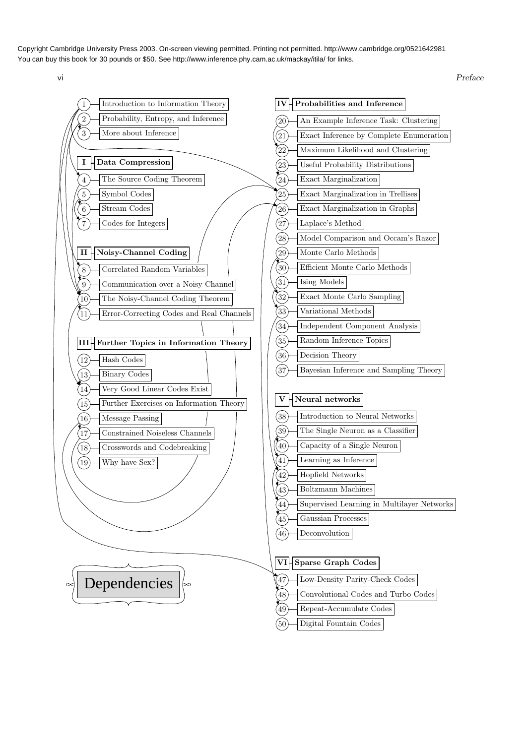Copyright Cambridge University Press 2003. On-screen viewing permitted. Printing not permitted. http://www.cambridge.org/0521642981
You can buy this book for 30 pounds or $50. See http://www.inference.phy.cam.ac.uk/mackay/itila/ for links.

1 Introduction to Information Theory
2 Probability, Entropy, and Inference
3 More about Inference

**I Data Compression**

4 The Source Coding Theorem
5 Symbol Codes
6 Stream Codes
7 Codes for Integers

**II Noisy-Channel Coding**

8 Correlated Random Variables
9 Communication over a Noisy Channel
10 The Noisy-Channel Coding Theorem
11 Error-Correcting Codes and Real Channels

**III Further Topics in Information Theory**

12 Hash Codes
13 Binary Codes
14 Very Good Linear Codes Exist
15 Further Exercises on Information Theory
16 Message Passing
17 Constrained Noiseless Channels
18 Crosswords and Codebreaking
19 Why have Sex?

**IV Probabilities and Inference**

20 An Example Inference Task: Clustering
21 Exact Inference by Complete Enumeration
22 Maximum Likelihood and Clustering
23 Useful Probability Distributions
24 Exact Marginalization
25 Exact Marginalization in Trellises
26 Exact Marginalization in Graphs
27 Laplace's Method
28 Model Comparison and Occam's Razor
29 Monte Carlo Methods
30 Efficient Monte Carlo Methods
31 Ising Models
32 Exact Monte Carlo Sampling
33 Variational Methods
34 Independent Component Analysis
35 Random Inference Topics
36 Decision Theory
37 Bayesian Inference and Sampling Theory

**V Neural networks**

38 Introduction to Neural Networks
39 The Single Neuron as a Classifier
40 Capacity of a Single Neuron
41 Learning as Inference
42 Hopfield Networks
43 Boltzmann Machines
44 Supervised Learning in Multilayer Networks
45 Gaussian Processes
46 Deconvolution

**VI Sparse Graph Codes**

47 Low-Density Parity-Check Codes
48 Convolutional Codes and Turbo Codes
49 Repeat-Accumulate Codes
50 Digital Fountain Codes

Dependencies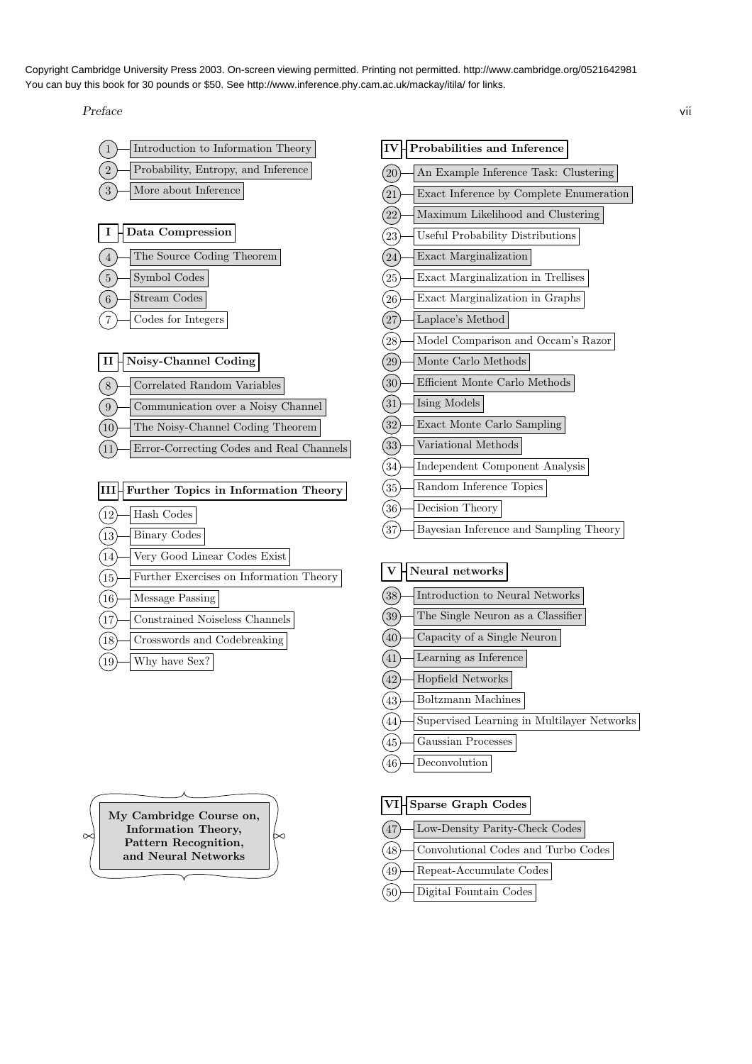Copyright Cambridge University Press 2003. On-screen viewing permitted. Printing not permitted. http://www.cambridge.org/0521642981
You can buy this book for 30 pounds or $50. See http://www.inference.phy.cam.ac.uk/mackay/itila/ for links.

1. Introduction to Information Theory
2. Probability, Entropy, and Inference
3. More about Inference

**I Data Compression**

4. The Source Coding Theorem
5. Symbol Codes
6. Stream Codes
7. Codes for Integers

**II Noisy-Channel Coding**

8. Correlated Random Variables
9. Communication over a Noisy Channel
10. The Noisy-Channel Coding Theorem
11. Error-Correcting Codes and Real Channels

**III Further Topics in Information Theory**

12. Hash Codes
13. Binary Codes
14. Very Good Linear Codes Exist
15. Further Exercises on Information Theory
16. Message Passing
17. Constrained Noiseless Channels
18. Crosswords and Codebreaking
19. Why have Sex?

**IV Probabilities and Inference**

20. An Example Inference Task: Clustering
21. Exact Inference by Complete Enumeration
22. Maximum Likelihood and Clustering
23. Useful Probability Distributions
24. Exact Marginalization
25. Exact Marginalization in Trellises
26. Exact Marginalization in Graphs
27. Laplace's Method
28. Model Comparison and Occam's Razor
29. Monte Carlo Methods
30. Efficient Monte Carlo Methods
31. Ising Models
32. Exact Monte Carlo Sampling
33. Variational Methods
34. Independent Component Analysis
35. Random Inference Topics
36. Decision Theory
37. Bayesian Inference and Sampling Theory

**V Neural networks**

38. Introduction to Neural Networks
39. The Single Neuron as a Classifier
40. Capacity of a Single Neuron
41. Learning as Inference
42. Hopfield Networks
43. Boltzmann Machines
44. Supervised Learning in Multilayer Networks
45. Gaussian Processes
46. Deconvolution

**VI Sparse Graph Codes**

47. Low-Density Parity-Check Codes
48. Convolutional Codes and Turbo Codes
49. Repeat-Accumulate Codes
50. Digital Fountain Codes

**My Cambridge Course on, Information Theory, Pattern Recognition, and Neural Networks**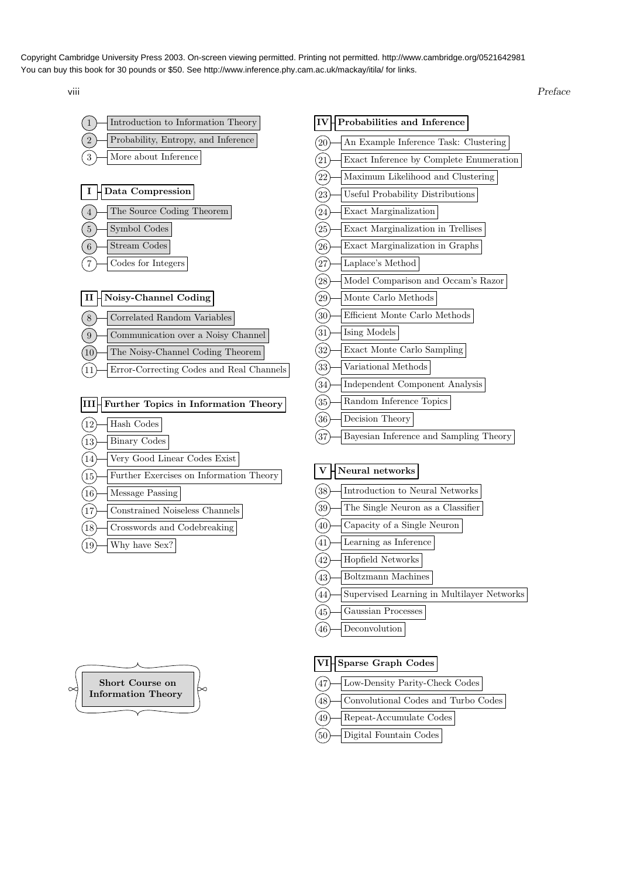1. Introduction to Information Theory
2. Probability, Entropy, and Inference
3. More about Inference

**I Data Compression**

4. The Source Coding Theorem
5. Symbol Codes
6. Stream Codes
7. Codes for Integers

**II Noisy-Channel Coding**

8. Correlated Random Variables
9. Communication over a Noisy Channel
10. The Noisy-Channel Coding Theorem
11. Error-Correcting Codes and Real Channels

**III Further Topics in Information Theory**

12. Hash Codes
13. Binary Codes
14. Very Good Linear Codes Exist
15. Further Exercises on Information Theory
16. Message Passing
17. Constrained Noiseless Channels
18. Crosswords and Codebreaking
19. Why have Sex?

**IV Probabilities and Inference**

20. An Example Inference Task: Clustering
21. Exact Inference by Complete Enumeration
22. Maximum Likelihood and Clustering
23. Useful Probability Distributions
24. Exact Marginalization
25. Exact Marginalization in Trellises
26. Exact Marginalization in Graphs
27. Laplace's Method
28. Model Comparison and Occam's Razor
29. Monte Carlo Methods
30. Efficient Monte Carlo Methods
31. Ising Models
32. Exact Monte Carlo Sampling
33. Variational Methods
34. Independent Component Analysis
35. Random Inference Topics
36. Decision Theory
37. Bayesian Inference and Sampling Theory

**V Neural networks**

38. Introduction to Neural Networks
39. The Single Neuron as a Classifier
40. Capacity of a Single Neuron
41. Learning as Inference
42. Hopfield Networks
43. Boltzmann Machines
44. Supervised Learning in Multilayer Networks
45. Gaussian Processes
46. Deconvolution

**VI Sparse Graph Codes**

47. Low-Density Parity-Check Codes
48. Convolutional Codes and Turbo Codes
49. Repeat-Accumulate Codes
50. Digital Fountain Codes

**Short Course on Information Theory**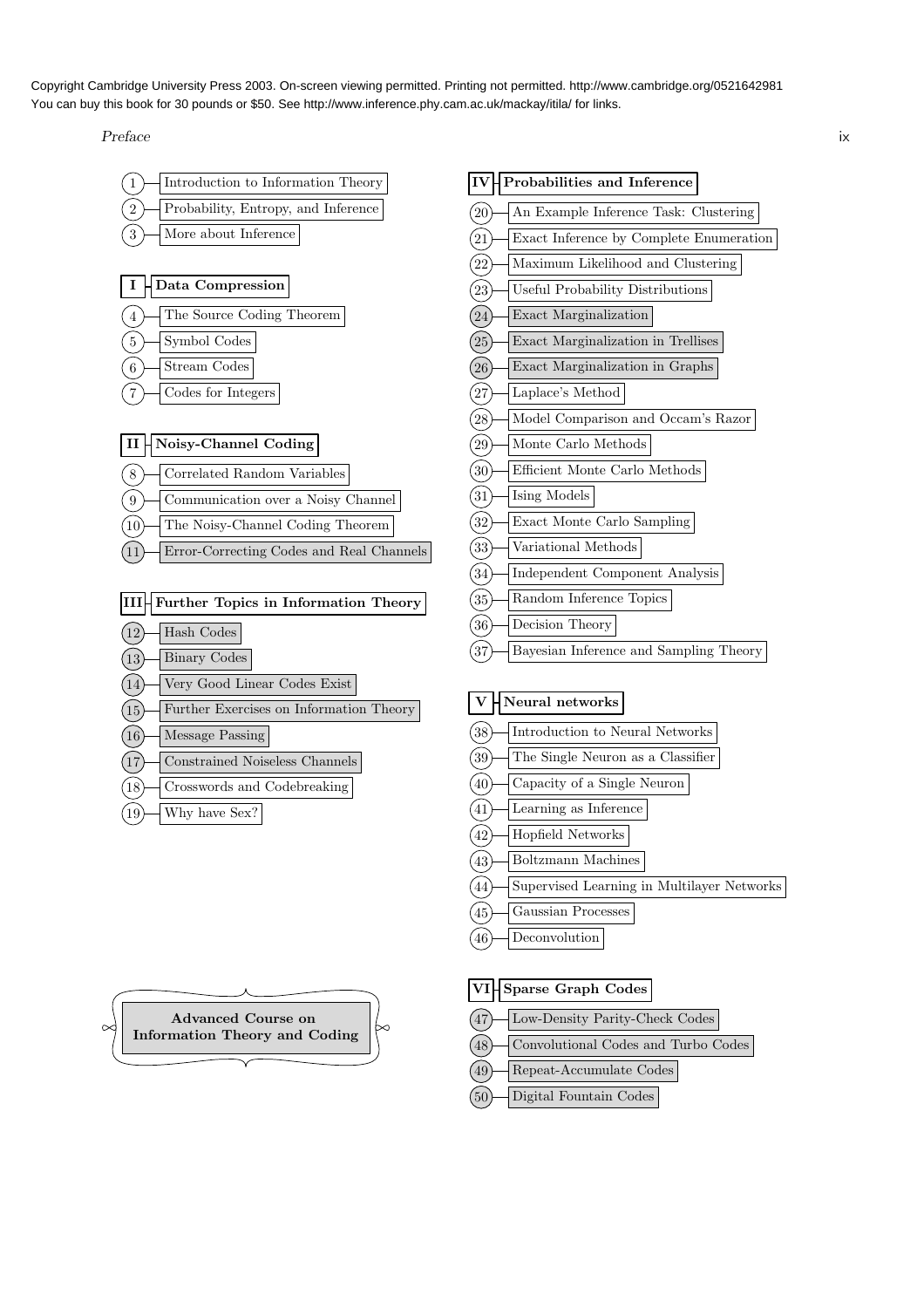1. Introduction to Information Theory
2. Probability, Entropy, and Inference
3. More about Inference

**I Data Compression**

4. The Source Coding Theorem
5. Symbol Codes
6. Stream Codes
7. Codes for Integers

**II Noisy-Channel Coding**

8. Correlated Random Variables
9. Communication over a Noisy Channel
10. The Noisy-Channel Coding Theorem
11. Error-Correcting Codes and Real Channels

**III Further Topics in Information Theory**

12. Hash Codes
13. Binary Codes
14. Very Good Linear Codes Exist
15. Further Exercises on Information Theory
16. Message Passing
17. Constrained Noiseless Channels
18. Crosswords and Codebreaking
19. Why have Sex?

**IV Probabilities and Inference**

20. An Example Inference Task: Clustering
21. Exact Inference by Complete Enumeration
22. Maximum Likelihood and Clustering
23. Useful Probability Distributions
24. Exact Marginalization
25. Exact Marginalization in Trellises
26. Exact Marginalization in Graphs
27. Laplace's Method
28. Model Comparison and Occam's Razor
29. Monte Carlo Methods
30. Efficient Monte Carlo Methods
31. Ising Models
32. Exact Monte Carlo Sampling
33. Variational Methods
34. Independent Component Analysis
35. Random Inference Topics
36. Decision Theory
37. Bayesian Inference and Sampling Theory

**V Neural networks**

38. Introduction to Neural Networks
39. The Single Neuron as a Classifier
40. Capacity of a Single Neuron
41. Learning as Inference
42. Hopfield Networks
43. Boltzmann Machines
44. Supervised Learning in Multilayer Networks
45. Gaussian Processes
46. Deconvolution

**VI Sparse Graph Codes**

47. Low-Density Parity-Check Codes
48. Convolutional Codes and Turbo Codes
49. Repeat-Accumulate Codes
50. Digital Fountain Codes

**Advanced Course on Information Theory and Coding**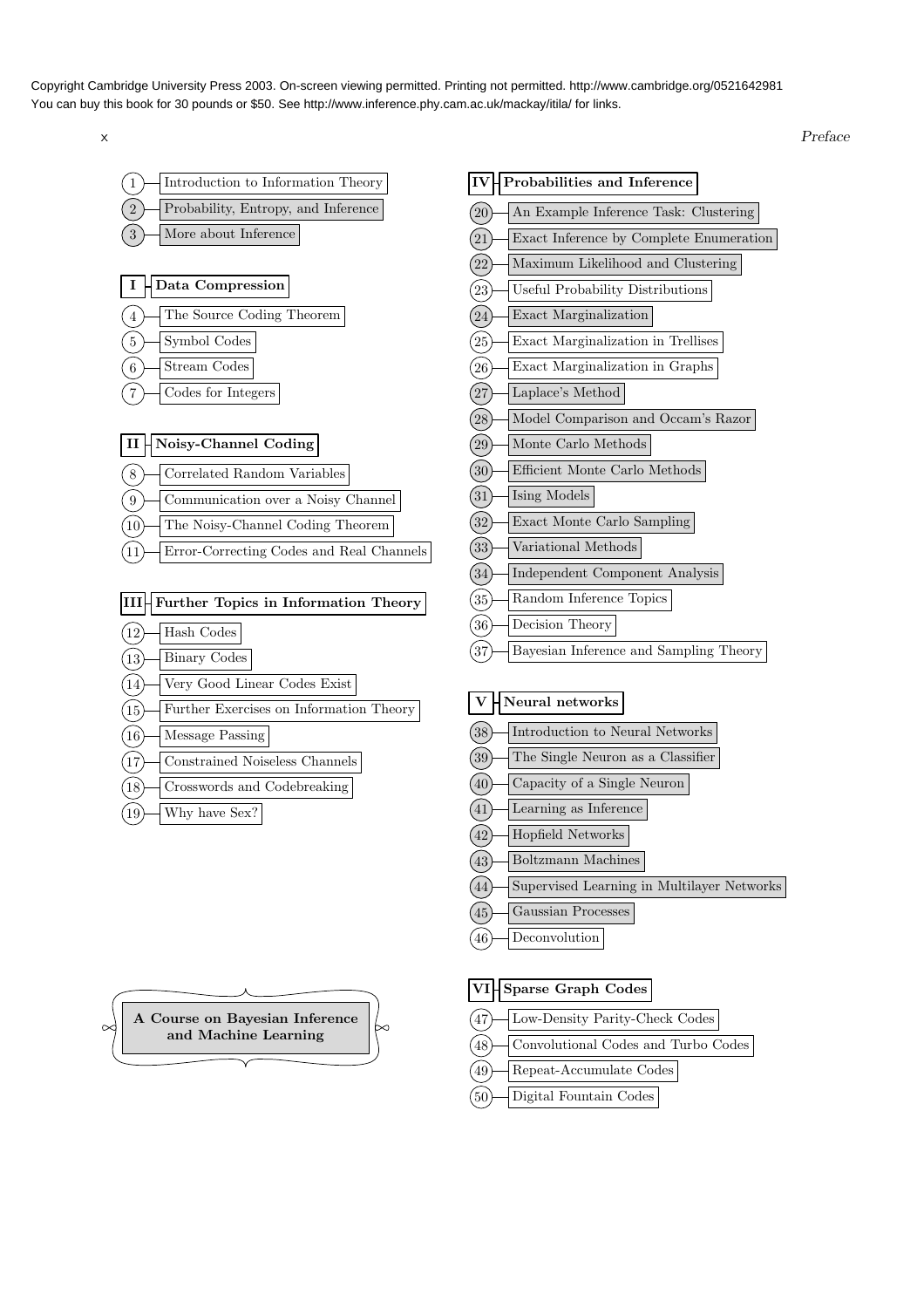1. Introduction to Information Theory
2. Probability, Entropy, and Inference
3. More about Inference

**I Data Compression**

4. The Source Coding Theorem
5. Symbol Codes
6. Stream Codes
7. Codes for Integers

**II Noisy-Channel Coding**

8. Correlated Random Variables
9. Communication over a Noisy Channel
10. The Noisy-Channel Coding Theorem
11. Error-Correcting Codes and Real Channels

**III Further Topics in Information Theory**

12. Hash Codes
13. Binary Codes
14. Very Good Linear Codes Exist
15. Further Exercises on Information Theory
16. Message Passing
17. Constrained Noiseless Channels
18. Crosswords and Codebreaking
19. Why have Sex?

**IV Probabilities and Inference**

20. An Example Inference Task: Clustering
21. Exact Inference by Complete Enumeration
22. Maximum Likelihood and Clustering
23. Useful Probability Distributions
24. Exact Marginalization
25. Exact Marginalization in Trellises
26. Exact Marginalization in Graphs
27. Laplace's Method
28. Model Comparison and Occam's Razor
29. Monte Carlo Methods
30. Efficient Monte Carlo Methods
31. Ising Models
32. Exact Monte Carlo Sampling
33. Variational Methods
34. Independent Component Analysis
35. Random Inference Topics
36. Decision Theory
37. Bayesian Inference and Sampling Theory

**V Neural networks**

38. Introduction to Neural Networks
39. The Single Neuron as a Classifier
40. Capacity of a Single Neuron
41. Learning as Inference
42. Hopfield Networks
43. Boltzmann Machines
44. Supervised Learning in Multilayer Networks
45. Gaussian Processes
46. Deconvolution

**VI Sparse Graph Codes**

47. Low-Density Parity-Check Codes
48. Convolutional Codes and Turbo Codes
49. Repeat-Accumulate Codes
50. Digital Fountain Codes

**A Course on Bayesian Inference and Machine Learning**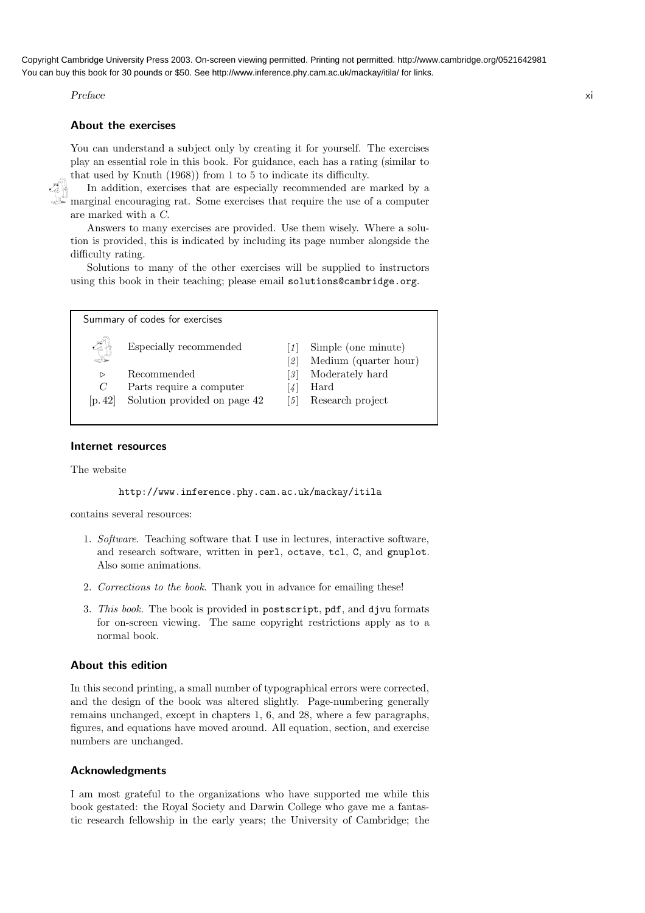## About the exercises

You can understand a subject only by creating it for yourself. The exercises play an essential role in this book. For guidance, each has a rating (similar to that used by Knuth (1968)) from 1 to 5 to indicate its difficulty.

In addition, exercises that are especially recommended are marked by a marginal encouraging rat. Some exercises that require the use of a computer are marked with a *C*.

Answers to many exercises are provided. Use them wisely. Where a solution is provided, this is indicated by including its page number alongside the difficulty rating.

Solutions to many of the other exercises will be supplied to instructors using this book in their teaching; please email `solutions@cambridge.org`.

**Summary of codes for exercises**

| | | | |
|---|---|---|---|
| (rat) | Especially recommended | [*1*] | Simple (one minute) |
| | | [*2*] | Medium (quarter hour) |
| ▷ | Recommended | [*3*] | Moderately hard |
| *C* | Parts require a computer | [*4*] | Hard |
| [p. 42] | Solution provided on page 42 | [*5*] | Research project |

## Internet resources

The website

```
http://www.inference.phy.cam.ac.uk/mackay/itila
```

contains several resources:

1. *Software.* Teaching software that I use in lectures, interactive software, and research software, written in `perl`, `octave`, `tcl`, `C`, and `gnuplot`. Also some animations.

2. *Corrections to the book.* Thank you in advance for emailing these!

3. *This book.* The book is provided in `postscript`, `pdf`, and `djvu` formats for on-screen viewing. The same copyright restrictions apply as to a normal book.

## About this edition

In this second printing, a small number of typographical errors were corrected, and the design of the book was altered slightly. Page-numbering generally remains unchanged, except in chapters 1, 6, and 28, where a few paragraphs, figures, and equations have moved around. All equation, section, and exercise numbers are unchanged.

## Acknowledgments

I am most grateful to the organizations who have supported me while this book gestated: the Royal Society and Darwin College who gave me a fantastic research fellowship in the early years; the University of Cambridge; the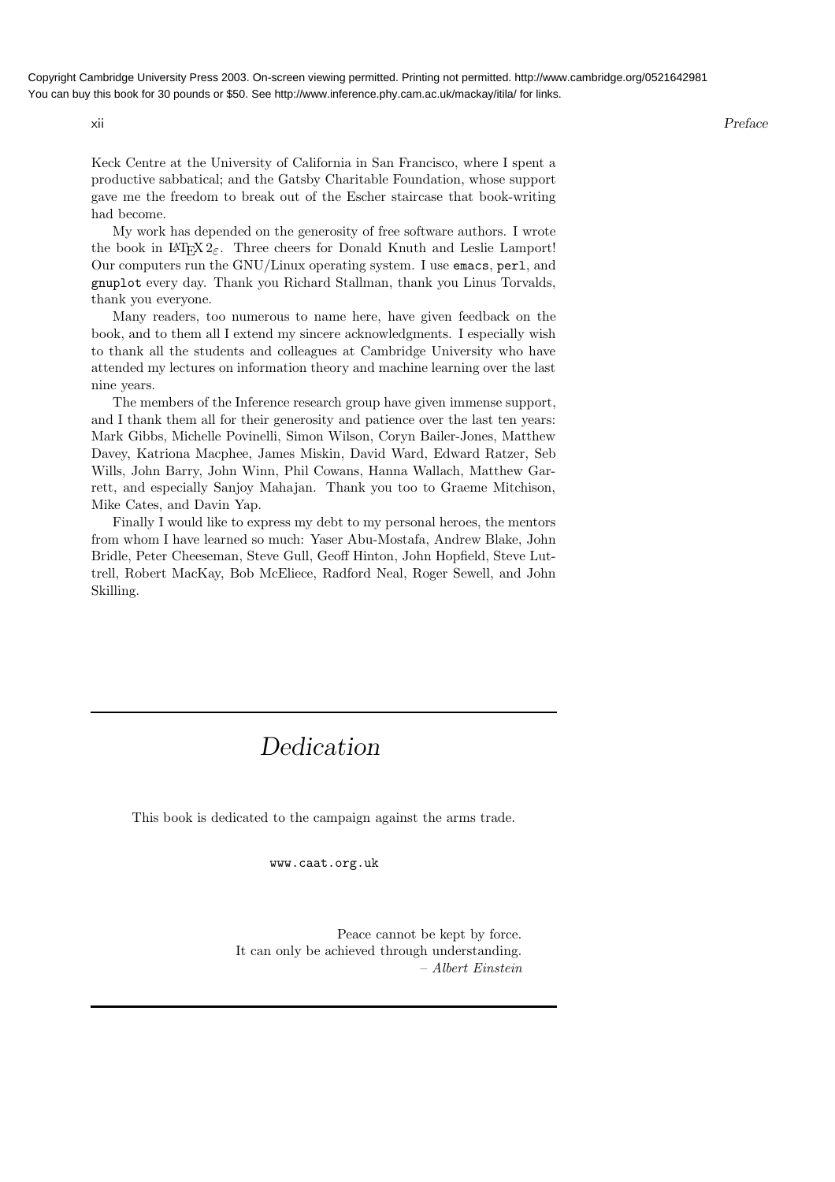Keck Centre at the University of California in San Francisco, where I spent a productive sabbatical; and the Gatsby Charitable Foundation, whose support gave me the freedom to break out of the Escher staircase that book-writing had become.

My work has depended on the generosity of free software authors. I wrote the book in $\LaTeX 2_\varepsilon$. Three cheers for Donald Knuth and Leslie Lamport! Our computers run the GNU/Linux operating system. I use `emacs`, `perl`, and `gnuplot` every day. Thank you Richard Stallman, thank you Linus Torvalds, thank you everyone.

Many readers, too numerous to name here, have given feedback on the book, and to them all I extend my sincere acknowledgments. I especially wish to thank all the students and colleagues at Cambridge University who have attended my lectures on information theory and machine learning over the last nine years.

The members of the Inference research group have given immense support, and I thank them all for their generosity and patience over the last ten years: Mark Gibbs, Michelle Povinelli, Simon Wilson, Coryn Bailer-Jones, Matthew Davey, Katriona Macphee, James Miskin, David Ward, Edward Ratzer, Seb Wills, John Barry, John Winn, Phil Cowans, Hanna Wallach, Matthew Garrett, and especially Sanjoy Mahajan. Thank you too to Graeme Mitchison, Mike Cates, and Davin Yap.

Finally I would like to express my debt to my personal heroes, the mentors from whom I have learned so much: Yaser Abu-Mostafa, Andrew Blake, John Bridle, Peter Cheeseman, Steve Gull, Geoff Hinton, John Hopfield, Steve Luttrell, Robert MacKay, Bob McEliece, Radford Neal, Roger Sewell, and John Skilling.

---

## *Dedication*

This book is dedicated to the campaign against the arms trade.

`www.caat.org.uk`

Peace cannot be kept by force.
It can only be achieved through understanding.
– *Albert Einstein*

---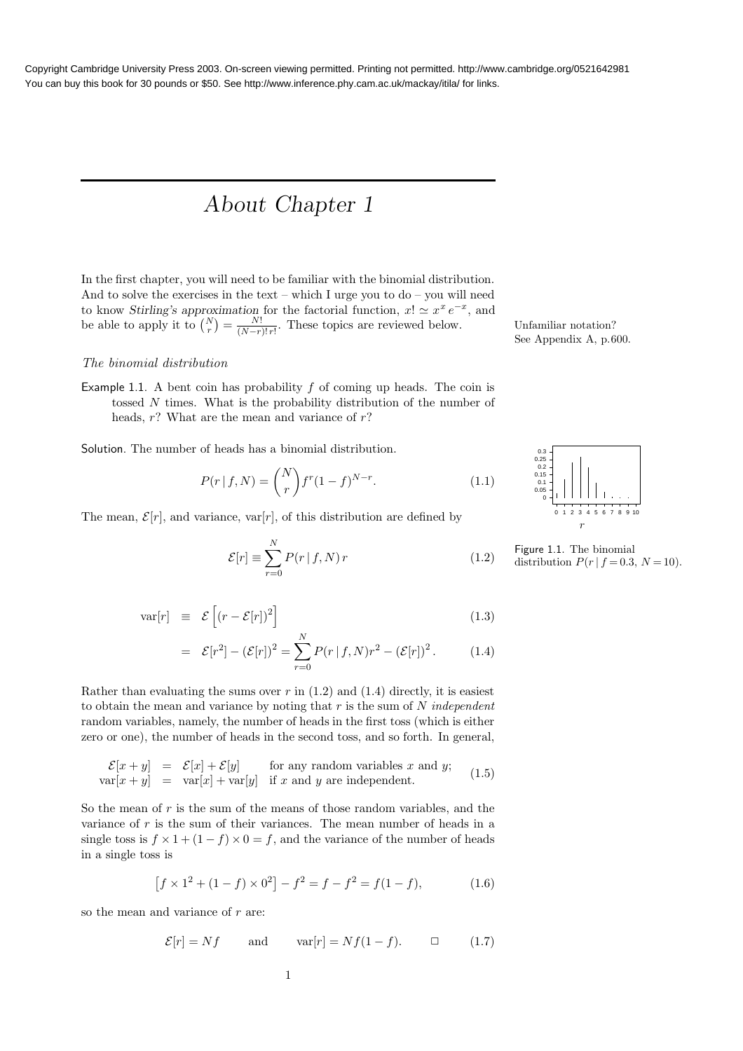# About Chapter 1

In the first chapter, you will need to be familiar with the binomial distribution. And to solve the exercises in the text – which I urge you to do – you will need to know *Stirling's approximation* for the factorial function, $x! \simeq x^x e^{-x}$, and be able to apply it to $\binom{N}{r} = \frac{N!}{(N-r)!\,r!}$. These topics are reviewed below.

Unfamiliar notation? See Appendix A, p.600.

### *The binomial distribution*

**Example 1.1.** A bent coin has probability $f$ of coming up heads. The coin is tossed $N$ times. What is the probability distribution of the number of heads, $r$? What are the mean and variance of $r$?

**Solution.** The number of heads has a binomial distribution.

$$P(r \mid f, N) = \binom{N}{r} f^r (1-f)^{N-r}. \tag{1.1}$$

Figure 1.1. The binomial distribution $P(r \mid f = 0.3,\ N = 10)$.

The mean, $\mathcal{E}[r]$, and variance, $\mathrm{var}[r]$, of this distribution are defined by

$$\mathcal{E}[r] \equiv \sum_{r=0}^{N} P(r \mid f, N)\, r \tag{1.2}$$

$$\mathrm{var}[r] \equiv \mathcal{E}\left[(r - \mathcal{E}[r])^2\right] \tag{1.3}$$

$$= \mathcal{E}[r^2] - (\mathcal{E}[r])^2 = \sum_{r=0}^{N} P(r \mid f, N) r^2 - (\mathcal{E}[r])^2. \tag{1.4}$$

Rather than evaluating the sums over $r$ in (1.2) and (1.4) directly, it is easiest to obtain the mean and variance by noting that $r$ is the sum of $N$ *independent* random variables, namely, the number of heads in the first toss (which is either zero or one), the number of heads in the second toss, and so forth. In general,

$$\begin{aligned} \mathcal{E}[x+y] &= \mathcal{E}[x] + \mathcal{E}[y] && \text{for any random variables } x \text{ and } y; \\ \mathrm{var}[x+y] &= \mathrm{var}[x] + \mathrm{var}[y] && \text{if } x \text{ and } y \text{ are independent.} \end{aligned} \tag{1.5}$$

So the mean of $r$ is the sum of the means of those random variables, and the variance of $r$ is the sum of their variances. The mean number of heads in a single toss is $f \times 1 + (1-f) \times 0 = f$, and the variance of the number of heads in a single toss is

$$\left[f \times 1^2 + (1-f) \times 0^2\right] - f^2 = f - f^2 = f(1-f), \tag{1.6}$$

so the mean and variance of $r$ are:

$$\mathcal{E}[r] = Nf \qquad \text{and} \qquad \mathrm{var}[r] = Nf(1-f). \qquad \square \tag{1.7}$$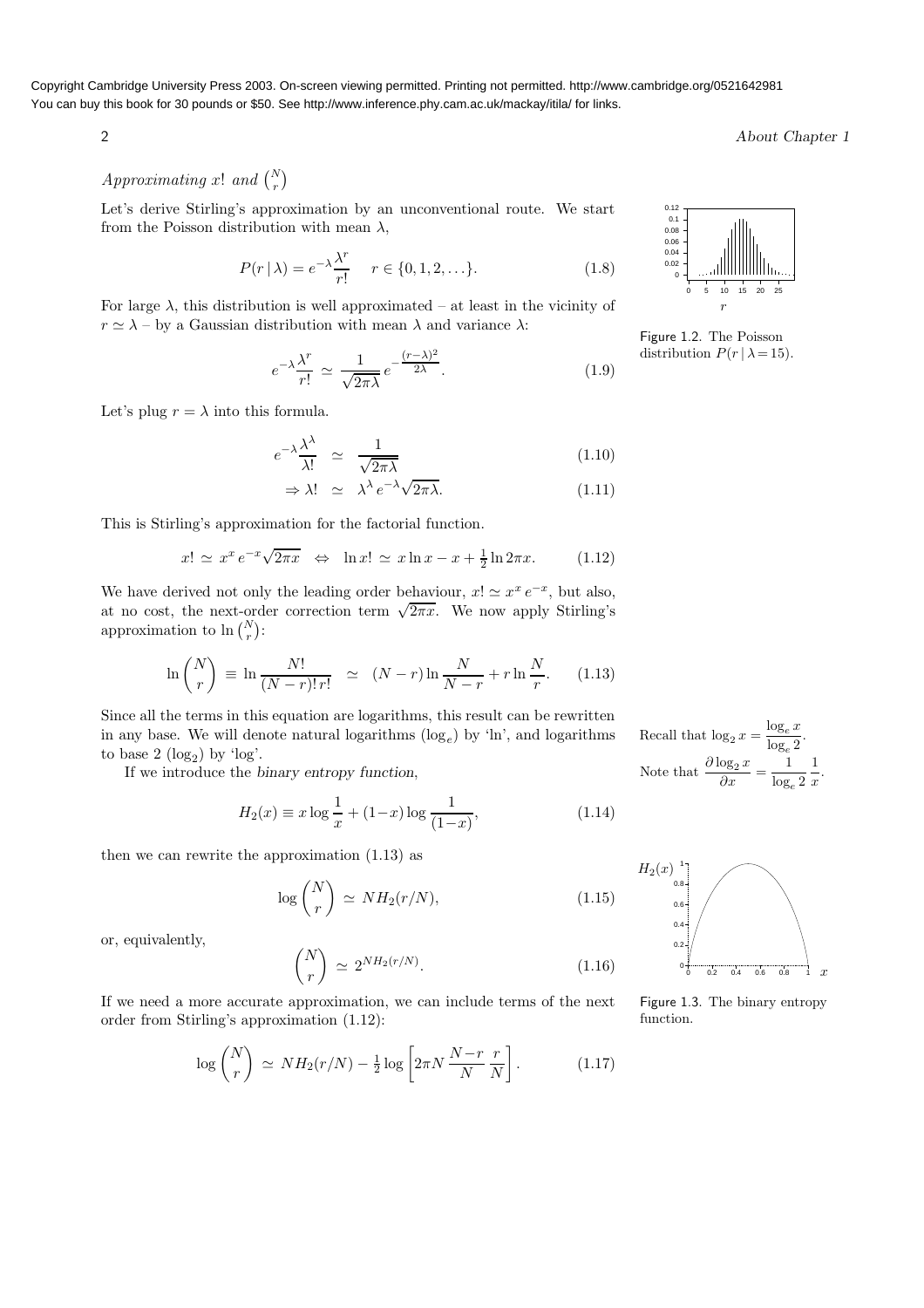Copyright Cambridge University Press 2003. On-screen viewing permitted. Printing not permitted. http://www.cambridge.org/0521642981
You can buy this book for 30 pounds or $50. See http://www.inference.phy.cam.ac.uk/mackay/itila/ for links.

### *Approximating* $x!$ *and* $\binom{N}{r}$

Let's derive Stirling's approximation by an unconventional route. We start from the Poisson distribution with mean $\lambda$,

$$P(r \mid \lambda) = e^{-\lambda}\frac{\lambda^r}{r!} \quad r \in \{0, 1, 2, \ldots\}. \tag{1.8}$$

Figure 1.2. The Poisson distribution $P(r \mid \lambda = 15)$.

For large $\lambda$, this distribution is well approximated – at least in the vicinity of $r \simeq \lambda$ – by a Gaussian distribution with mean $\lambda$ and variance $\lambda$:

$$e^{-\lambda}\frac{\lambda^r}{r!} \simeq \frac{1}{\sqrt{2\pi\lambda}}\, e^{-\frac{(r-\lambda)^2}{2\lambda}}. \tag{1.9}$$

Let's plug $r = \lambda$ into this formula.

$$e^{-\lambda}\frac{\lambda^\lambda}{\lambda!} \simeq \frac{1}{\sqrt{2\pi\lambda}} \tag{1.10}$$

$$\Rightarrow \lambda! \simeq \lambda^\lambda\, e^{-\lambda}\sqrt{2\pi\lambda}. \tag{1.11}$$

This is Stirling's approximation for the factorial function.

$$x! \simeq x^x\, e^{-x}\sqrt{2\pi x} \;\;\Leftrightarrow\;\; \ln x! \simeq x \ln x - x + \tfrac{1}{2}\ln 2\pi x. \tag{1.12}$$

We have derived not only the leading order behaviour, $x! \simeq x^x\, e^{-x}$, but also, at no cost, the next-order correction term $\sqrt{2\pi x}$. We now apply Stirling's approximation to $\ln \binom{N}{r}$:

$$\ln \binom{N}{r} \equiv \ln \frac{N!}{(N-r)!\,r!} \simeq (N-r)\ln\frac{N}{N-r} + r\ln\frac{N}{r}. \tag{1.13}$$

Since all the terms in this equation are logarithms, this result can be rewritten in any base. We will denote natural logarithms ($\log_e$) by 'ln', and logarithms to base 2 ($\log_2$) by 'log'.

Recall that $\log_2 x = \dfrac{\log_e x}{\log_e 2}$.
Note that $\dfrac{\partial \log_2 x}{\partial x} = \dfrac{1}{\log_e 2}\dfrac{1}{x}$.

If we introduce the *binary entropy function*,

$$H_2(x) \equiv x \log\frac{1}{x} + (1-x)\log\frac{1}{(1-x)}, \tag{1.14}$$

then we can rewrite the approximation (1.13) as

$$\log \binom{N}{r} \simeq N H_2(r/N), \tag{1.15}$$

or, equivalently,

$$\binom{N}{r} \simeq 2^{N H_2(r/N)}. \tag{1.16}$$

Figure 1.3. The binary entropy function.

If we need a more accurate approximation, we can include terms of the next order from Stirling's approximation (1.12):

$$\log \binom{N}{r} \simeq N H_2(r/N) - \tfrac{1}{2}\log\left[2\pi N\,\frac{N-r}{N}\,\frac{r}{N}\right]. \tag{1.17}$$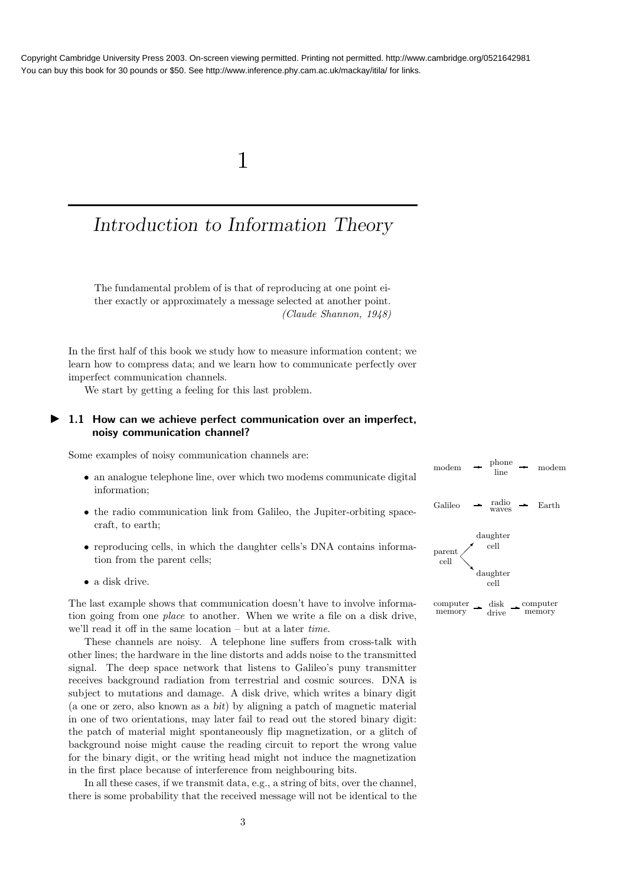Copyright Cambridge University Press 2003. On-screen viewing permitted. Printing not permitted. http://www.cambridge.org/0521642981
You can buy this book for 30 pounds or $50. See http://www.inference.phy.cam.ac.uk/mackay/itila/ for links.

# 1

# *Introduction to Information Theory*

> The fundamental problem of is that of reproducing at one point either exactly or approximately a message selected at another point.
> *(Claude Shannon, 1948)*

In the first half of this book we study how to measure information content; we learn how to compress data; and we learn how to communicate perfectly over imperfect communication channels.

We start by getting a feeling for this last problem.

## ▶ 1.1 How can we achieve perfect communication over an imperfect, noisy communication channel?

Some examples of noisy communication channels are:

- an analogue telephone line, over which two modems communicate digital information;
- the radio communication link from Galileo, the Jupiter-orbiting spacecraft, to earth;
- reproducing cells, in which the daughter cells's DNA contains information from the parent cells;
- a disk drive.

modem → phone line → modem

Galileo → radio waves → Earth

parent cell → daughter cell, daughter cell

computer memory → disk drive → computer memory

The last example shows that communication doesn't have to involve information going from one *place* to another. When we write a file on a disk drive, we'll read it off in the same location – but at a later *time*.

These channels are noisy. A telephone line suffers from cross-talk with other lines; the hardware in the line distorts and adds noise to the transmitted signal. The deep space network that listens to Galileo's puny transmitter receives background radiation from terrestrial and cosmic sources. DNA is subject to mutations and damage. A disk drive, which writes a binary digit (a one or zero, also known as a *bit*) by aligning a patch of magnetic material in one of two orientations, may later fail to read out the stored binary digit: the patch of material might spontaneously flip magnetization, or a glitch of background noise might cause the reading circuit to report the wrong value for the binary digit, or the writing head might not induce the magnetization in the first place because of interference from neighbouring bits.

In all these cases, if we transmit data, e.g., a string of bits, over the channel, there is some probability that the received message will not be identical to the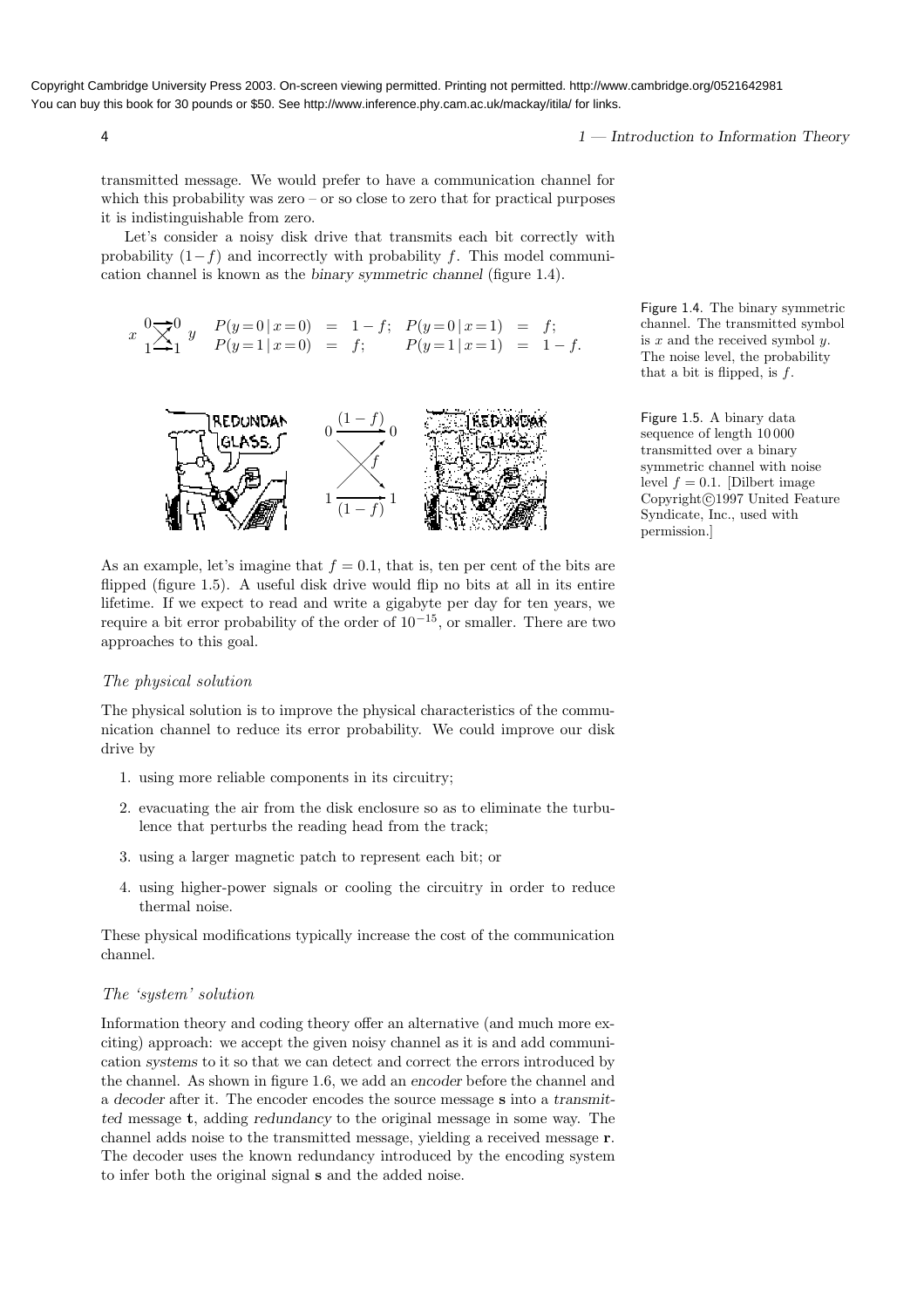transmitted message. We would prefer to have a communication channel for which this probability was zero – or so close to zero that for practical purposes it is indistinguishable from zero.

Let's consider a noisy disk drive that transmits each bit correctly with probability $(1-f)$ and incorrectly with probability $f$. This model communication channel is known as the *binary symmetric channel* (figure 1.4).

$$x \quad y \qquad \begin{array}{lll} P(y=0 \mid x=0) = 1-f; & P(y=0 \mid x=1) = f; \\ P(y=1 \mid x=0) = f; & P(y=1 \mid x=1) = 1-f. \end{array}$$

Figure 1.4. The binary symmetric channel. The transmitted symbol is $x$ and the received symbol $y$. The noise level, the probability that a bit is flipped, is $f$.

Figure 1.5. A binary data sequence of length 10 000 transmitted over a binary symmetric channel with noise level $f = 0.1$. [Dilbert image Copyright©1997 United Feature Syndicate, Inc., used with permission.]

As an example, let's imagine that $f = 0.1$, that is, ten per cent of the bits are flipped (figure 1.5). A useful disk drive would flip no bits at all in its entire lifetime. If we expect to read and write a gigabyte per day for ten years, we require a bit error probability of the order of $10^{-15}$, or smaller. There are two approaches to this goal.

### *The physical solution*

The physical solution is to improve the physical characteristics of the communication channel to reduce its error probability. We could improve our disk drive by

1. using more reliable components in its circuitry;
2. evacuating the air from the disk enclosure so as to eliminate the turbulence that perturbs the reading head from the track;
3. using a larger magnetic patch to represent each bit; or
4. using higher-power signals or cooling the circuitry in order to reduce thermal noise.

These physical modifications typically increase the cost of the communication channel.

### *The 'system' solution*

Information theory and coding theory offer an alternative (and much more exciting) approach: we accept the given noisy channel as it is and add communication *systems* to it so that we can detect and correct the errors introduced by the channel. As shown in figure 1.6, we add an *encoder* before the channel and a *decoder* after it. The encoder encodes the source message $\mathbf{s}$ into a *transmitted* message $\mathbf{t}$, adding *redundancy* to the original message in some way. The channel adds noise to the transmitted message, yielding a received message $\mathbf{r}$. The decoder uses the known redundancy introduced by the encoding system to infer both the original signal $\mathbf{s}$ and the added noise.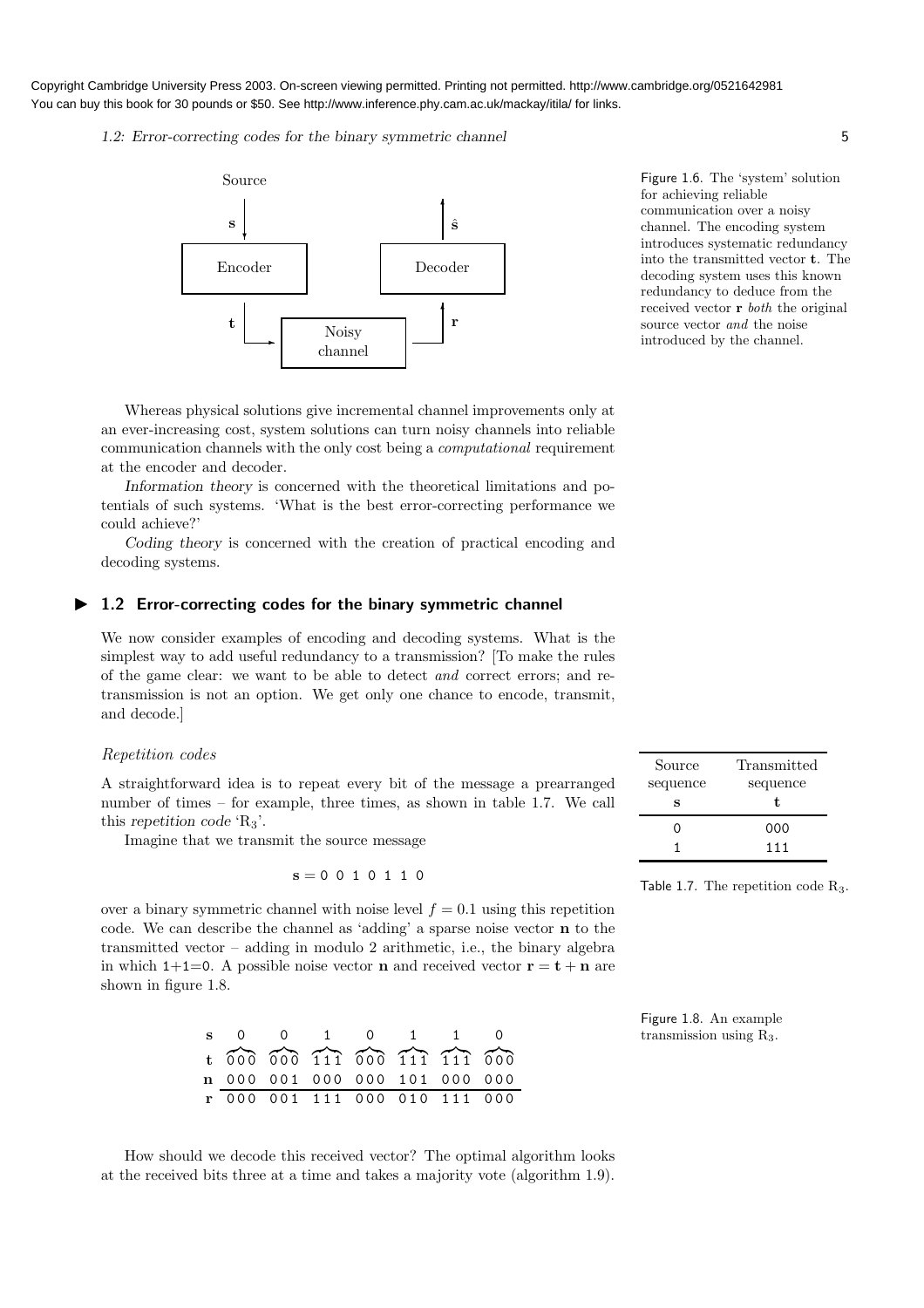Figure 1.6. The 'system' solution for achieving reliable communication over a noisy channel. The encoding system introduces systematic redundancy into the transmitted vector $\mathbf{t}$. The decoding system uses this known redundancy to deduce from the received vector $\mathbf{r}$ *both* the original source vector *and* the noise introduced by the channel.

Whereas physical solutions give incremental channel improvements only at an ever-increasing cost, system solutions can turn noisy channels into reliable communication channels with the only cost being a *computational* requirement at the encoder and decoder.

*Information theory* is concerned with the theoretical limitations and potentials of such systems. 'What is the best error-correcting performance we could achieve?'

*Coding theory* is concerned with the creation of practical encoding and decoding systems.

## ▶ 1.2 Error-correcting codes for the binary symmetric channel

We now consider examples of encoding and decoding systems. What is the simplest way to add useful redundancy to a transmission? [To make the rules of the game clear: we want to be able to detect *and* correct errors; and retransmission is not an option. We get only one chance to encode, transmit, and decode.]

### *Repetition codes*

A straightforward idea is to repeat every bit of the message a prearranged number of times – for example, three times, as shown in table 1.7. We call this *repetition code* '$R_3$'.

| Source sequence $\mathbf{s}$ | Transmitted sequence $\mathbf{t}$ |
|---|---|
| 0 | 000 |
| 1 | 111 |

Table 1.7. The repetition code $R_3$.

Imagine that we transmit the source message

$$\mathbf{s} = 0\ 0\ 1\ 0\ 1\ 1\ 0$$

over a binary symmetric channel with noise level $f = 0.1$ using this repetition code. We can describe the channel as 'adding' a sparse noise vector $\mathbf{n}$ to the transmitted vector – adding in modulo 2 arithmetic, i.e., the binary algebra in which 1+1=0. A possible noise vector $\mathbf{n}$ and received vector $\mathbf{r} = \mathbf{t} + \mathbf{n}$ are shown in figure 1.8.

| | | | | | | | |
|---|---|---|---|---|---|---|---|
| $\mathbf{s}$ | 0 | 0 | 1 | 0 | 1 | 1 | 0 |
| $\mathbf{t}$ | 000 | 000 | 111 | 000 | 111 | 111 | 000 |
| $\mathbf{n}$ | 000 | 001 | 000 | 000 | 101 | 000 | 000 |
| $\mathbf{r}$ | 000 | 001 | 111 | 000 | 010 | 111 | 000 |

Figure 1.8. An example transmission using $R_3$.

How should we decode this received vector? The optimal algorithm looks at the received bits three at a time and takes a majority vote (algorithm 1.9).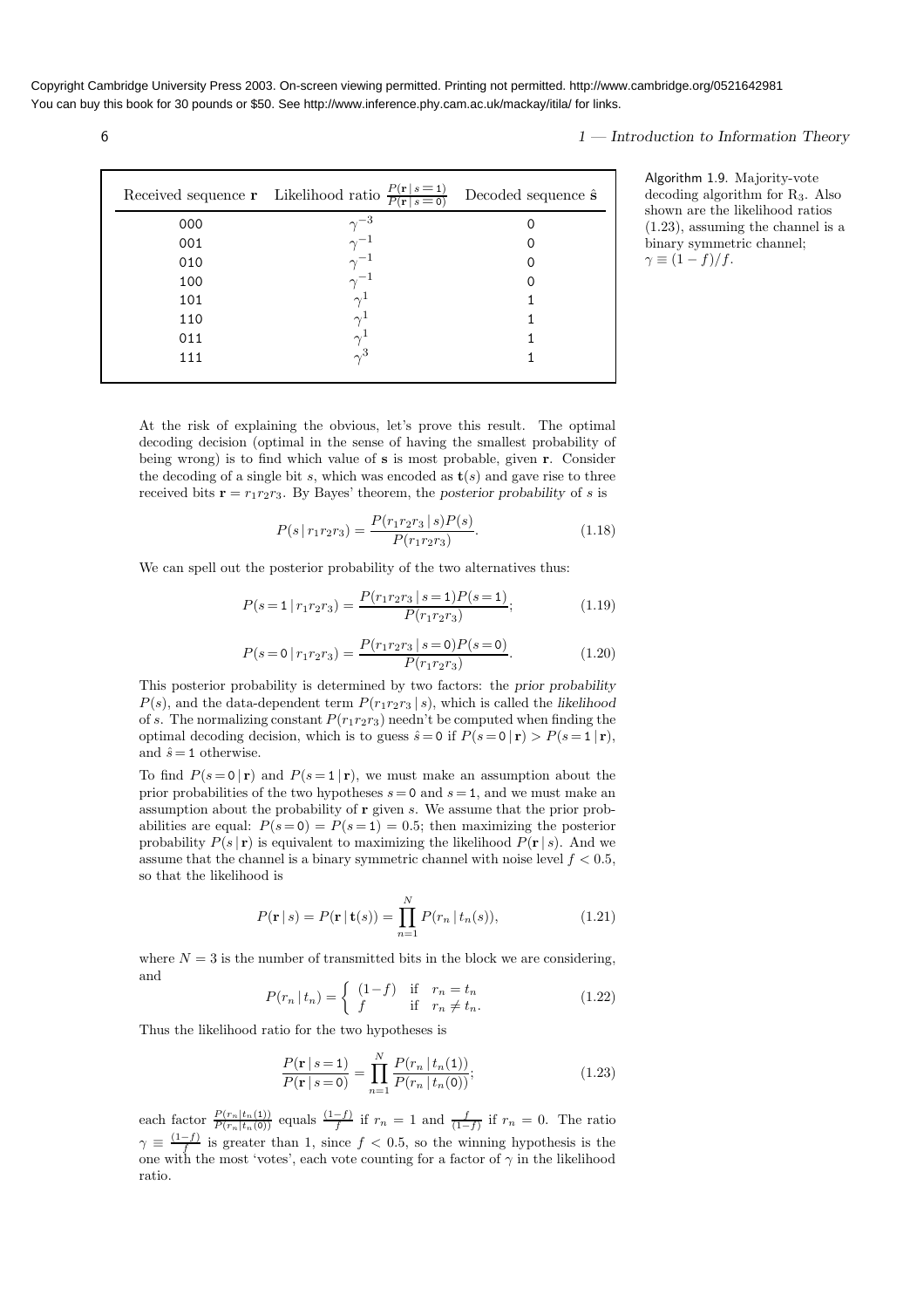| Received sequence $\mathbf{r}$ | Likelihood ratio $\frac{P(\mathbf{r}\,|\,s=1)}{P(\mathbf{r}\,|\,s=0)}$ | Decoded sequence $\hat{\mathbf{s}}$ |
|---|---|---|
| 000 | $\gamma^{-3}$ | 0 |
| 001 | $\gamma^{-1}$ | 0 |
| 010 | $\gamma^{-1}$ | 0 |
| 100 | $\gamma^{-1}$ | 0 |
| 101 | $\gamma^{1}$ | 1 |
| 110 | $\gamma^{1}$ | 1 |
| 011 | $\gamma^{1}$ | 1 |
| 111 | $\gamma^{3}$ | 1 |

Algorithm 1.9. Majority-vote decoding algorithm for $R_3$. Also shown are the likelihood ratios (1.23), assuming the channel is a binary symmetric channel; $\gamma \equiv (1-f)/f$.

At the risk of explaining the obvious, let's prove this result. The optimal decoding decision (optimal in the sense of having the smallest probability of being wrong) is to find which value of $\mathbf{s}$ is most probable, given $\mathbf{r}$. Consider the decoding of a single bit $s$, which was encoded as $\mathbf{t}(s)$ and gave rise to three received bits $\mathbf{r} = r_1r_2r_3$. By Bayes' theorem, the *posterior probability* of $s$ is

$$P(s\,|\,r_1r_2r_3) = \frac{P(r_1r_2r_3\,|\,s)P(s)}{P(r_1r_2r_3)}. \tag{1.18}$$

We can spell out the posterior probability of the two alternatives thus:

$$P(s=1\,|\,r_1r_2r_3) = \frac{P(r_1r_2r_3\,|\,s=1)P(s=1)}{P(r_1r_2r_3)}; \tag{1.19}$$

$$P(s=0\,|\,r_1r_2r_3) = \frac{P(r_1r_2r_3\,|\,s=0)P(s=0)}{P(r_1r_2r_3)}. \tag{1.20}$$

This posterior probability is determined by two factors: the *prior probability* $P(s)$, and the data-dependent term $P(r_1r_2r_3\,|\,s)$, which is called the *likelihood* of $s$. The normalizing constant $P(r_1r_2r_3)$ needn't be computed when finding the optimal decoding decision, which is to guess $\hat{s}=0$ if $P(s=0\,|\,\mathbf{r}) > P(s=1\,|\,\mathbf{r})$, and $\hat{s}=1$ otherwise.

To find $P(s=0\,|\,\mathbf{r})$ and $P(s=1\,|\,\mathbf{r})$, we must make an assumption about the prior probabilities of the two hypotheses $s=0$ and $s=1$, and we must make an assumption about the probability of $\mathbf{r}$ given $s$. We assume that the prior probabilities are equal: $P(s=0) = P(s=1) = 0.5$; then maximizing the posterior probability $P(s\,|\,\mathbf{r})$ is equivalent to maximizing the likelihood $P(\mathbf{r}\,|\,s)$. And we assume that the channel is a binary symmetric channel with noise level $f < 0.5$, so that the likelihood is

$$P(\mathbf{r}\,|\,s) = P(\mathbf{r}\,|\,\mathbf{t}(s)) = \prod_{n=1}^{N} P(r_n\,|\,t_n(s)), \tag{1.21}$$

where $N = 3$ is the number of transmitted bits in the block we are considering, and

$$P(r_n\,|\,t_n) = \begin{cases} (1-f) & \text{if} \quad r_n = t_n \\ f & \text{if} \quad r_n \neq t_n. \end{cases} \tag{1.22}$$

Thus the likelihood ratio for the two hypotheses is

$$\frac{P(\mathbf{r}\,|\,s=1)}{P(\mathbf{r}\,|\,s=0)} = \prod_{n=1}^{N} \frac{P(r_n\,|\,t_n(1))}{P(r_n\,|\,t_n(0))}; \tag{1.23}$$

each factor $\frac{P(r_n|t_n(1))}{P(r_n|t_n(0))}$ equals $\frac{(1-f)}{f}$ if $r_n = 1$ and $\frac{f}{(1-f)}$ if $r_n = 0$. The ratio $\gamma \equiv \frac{(1-f)}{f}$ is greater than 1, since $f < 0.5$, so the winning hypothesis is the one with the most 'votes', each vote counting for a factor of $\gamma$ in the likelihood ratio.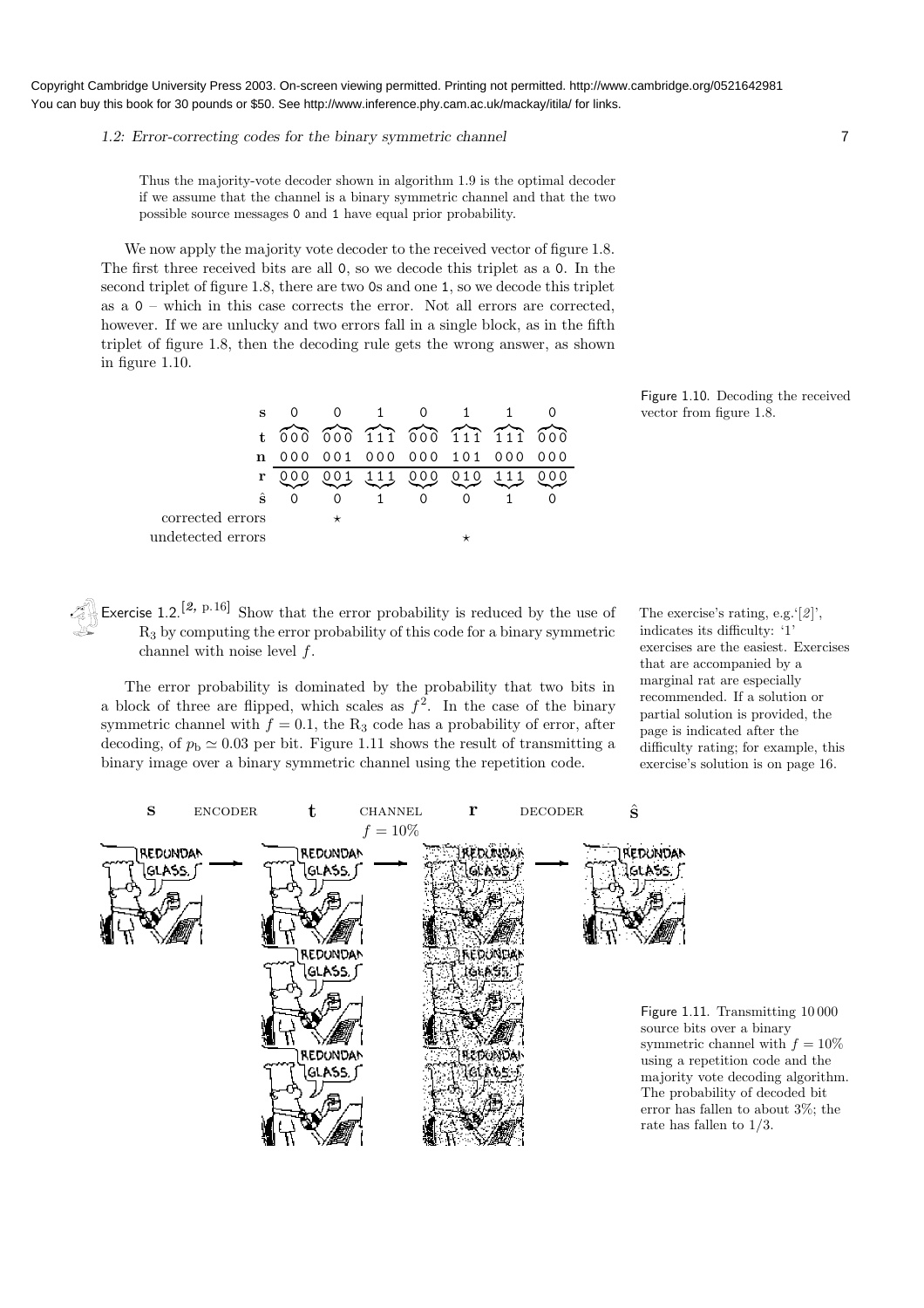Copyright Cambridge University Press 2003. On-screen viewing permitted. Printing not permitted. http://www.cambridge.org/0521642981
You can buy this book for 30 pounds or $50. See http://www.inference.phy.cam.ac.uk/mackay/itila/ for links.

Thus the majority-vote decoder shown in algorithm 1.9 is the optimal decoder if we assume that the channel is a binary symmetric channel and that the two possible source messages 0 and 1 have equal prior probability.

We now apply the majority vote decoder to the received vector of figure 1.8. The first three received bits are all 0, so we decode this triplet as a 0. In the second triplet of figure 1.8, there are two 0s and one 1, so we decode this triplet as a 0 – which in this case corrects the error. Not all errors are corrected, however. If we are unlucky and two errors fall in a single block, as in the fifth triplet of figure 1.8, then the decoding rule gets the wrong answer, as shown in figure 1.10.

| | | | | | | | |
|---|---|---|---|---|---|---|---|
| $\mathbf{s}$ | 0 | 0 | 1 | 0 | 1 | 1 | 0 |
| $\mathbf{t}$ | 000 | 000 | 111 | 000 | 111 | 111 | 000 |
| $\mathbf{n}$ | 000 | 001 | 000 | 000 | 101 | 000 | 000 |
| $\mathbf{r}$ | 000 | 001 | 111 | 000 | 010 | 111 | 000 |
| $\hat{\mathbf{s}}$ | 0 | 0 | 1 | 0 | 0 | 1 | 0 |
| corrected errors | | ⋆ | | | | | |
| undetected errors | | | | | ⋆ | | |

Figure 1.10. Decoding the received vector from figure 1.8.

**Exercise 1.2.**[2, p.16] Show that the error probability is reduced by the use of $R_3$ by computing the error probability of this code for a binary symmetric channel with noise level $f$.

The exercise's rating, e.g.'[2]', indicates its difficulty: '1' exercises are the easiest. Exercises that are accompanied by a marginal rat are especially recommended. If a solution or partial solution is provided, the page is indicated after the difficulty rating; for example, this exercise's solution is on page 16.

The error probability is dominated by the probability that two bits in a block of three are flipped, which scales as $f^2$. In the case of the binary symmetric channel with $f = 0.1$, the $R_3$ code has a probability of error, after decoding, of $p_b \simeq 0.03$ per bit. Figure 1.11 shows the result of transmitting a binary image over a binary symmetric channel using the repetition code.

$\mathbf{s}$ ENCODER $\mathbf{t}$ CHANNEL $f = 10\%$ $\mathbf{r}$ DECODER $\hat{\mathbf{s}}$

Figure 1.11. Transmitting 10 000 source bits over a binary symmetric channel with $f = 10\%$ using a repetition code and the majority vote decoding algorithm. The probability of decoded bit error has fallen to about 3%; the rate has fallen to 1/3.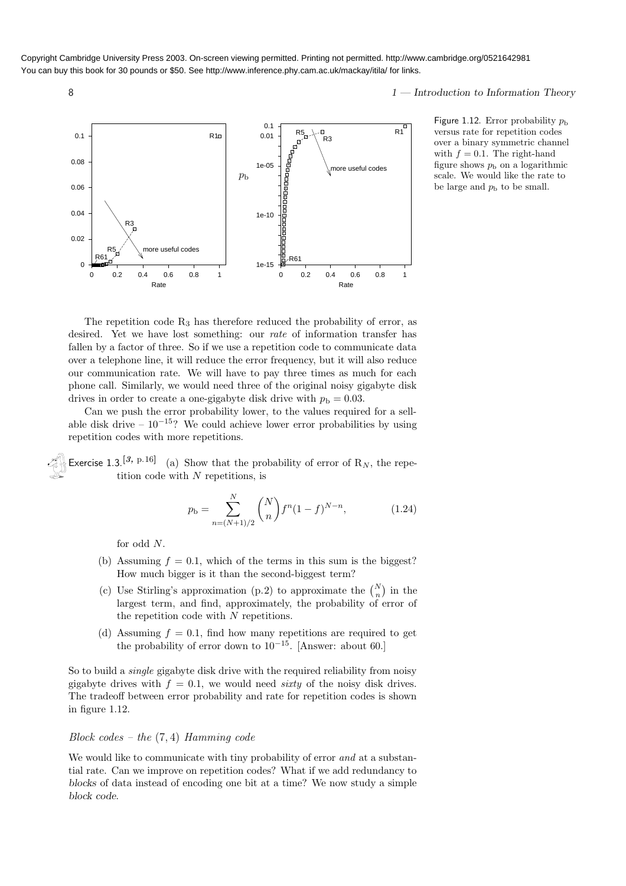Figure 1.12. Error probability $p_b$ versus rate for repetition codes over a binary symmetric channel with $f = 0.1$. The right-hand figure shows $p_b$ on a logarithmic scale. We would like the rate to be large and $p_b$ to be small.

The repetition code $R_3$ has therefore reduced the probability of error, as desired. Yet we have lost something: our *rate* of information transfer has fallen by a factor of three. So if we use a repetition code to communicate data over a telephone line, it will reduce the error frequency, but it will also reduce our communication rate. We will have to pay three times as much for each phone call. Similarly, we would need three of the original noisy gigabyte disk drives in order to create a one-gigabyte disk drive with $p_b = 0.03$.

Can we push the error probability lower, to the values required for a sellable disk drive – $10^{-15}$? We could achieve lower error probabilities by using repetition codes with more repetitions.

Exercise 1.3.[3, p.16] (a) Show that the probability of error of $R_N$, the repetition code with $N$ repetitions, is

$$p_b = \sum_{n=(N+1)/2}^{N} \binom{N}{n} f^n (1-f)^{N-n}, \tag{1.24}$$

for odd $N$.

(b) Assuming $f = 0.1$, which of the terms in this sum is the biggest? How much bigger is it than the second-biggest term?

(c) Use Stirling's approximation (p.2) to approximate the $\binom{N}{n}$ in the largest term, and find, approximately, the probability of error of the repetition code with $N$ repetitions.

(d) Assuming $f = 0.1$, find how many repetitions are required to get the probability of error down to $10^{-15}$. [Answer: about 60.]

So to build a *single* gigabyte disk drive with the required reliability from noisy gigabyte drives with $f = 0.1$, we would need *sixty* of the noisy disk drives. The tradeoff between error probability and rate for repetition codes is shown in figure 1.12.

### *Block codes – the (7,4) Hamming code*

We would like to communicate with tiny probability of error *and* at a substantial rate. Can we improve on repetition codes? What if we add redundancy to blocks of data instead of encoding one bit at a time? We now study a simple block code.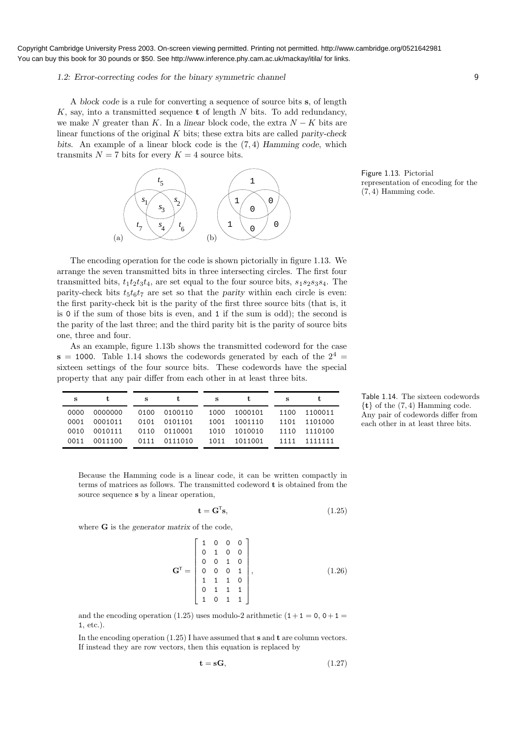A *block code* is a rule for converting a sequence of source bits $\mathbf{s}$, of length $K$, say, into a transmitted sequence $\mathbf{t}$ of length $N$ bits. To add redundancy, we make $N$ greater than $K$. In a *linear* block code, the extra $N - K$ bits are linear functions of the original $K$ bits; these extra bits are called *parity-check bits*. An example of a linear block code is the $(7, 4)$ *Hamming code*, which transmits $N = 7$ bits for every $K = 4$ source bits.

Figure 1.13. Pictorial representation of encoding for the $(7, 4)$ Hamming code.

The encoding operation for the code is shown pictorially in figure 1.13. We arrange the seven transmitted bits in three intersecting circles. The first four transmitted bits, $t_1t_2t_3t_4$, are set equal to the four source bits, $s_1s_2s_3s_4$. The parity-check bits $t_5t_6t_7$ are set so that the *parity* within each circle is even: the first parity-check bit is the parity of the first three source bits (that is, it is 0 if the sum of those bits is even, and 1 if the sum is odd); the second is the parity of the last three; and the third parity bit is the parity of source bits one, three and four.

As an example, figure 1.13b shows the transmitted codeword for the case $\mathbf{s} = 1000$. Table 1.14 shows the codewords generated by each of the $2^4 =$ sixteen settings of the four source bits. These codewords have the special property that any pair differ from each other in at least three bits.

| s | t | s | t | s | t | s | t |
|---|---|---|---|---|---|---|---|
| 0000 | 0000000 | 0100 | 0100110 | 1000 | 1000101 | 1100 | 1100011 |
| 0001 | 0001011 | 0101 | 0101101 | 1001 | 1001110 | 1101 | 1101000 |
| 0010 | 0010111 | 0110 | 0110001 | 1010 | 1010010 | 1110 | 1110100 |
| 0011 | 0011100 | 0111 | 0111010 | 1011 | 1011001 | 1111 | 1111111 |

Table 1.14. The sixteen codewords $\{\mathbf{t}\}$ of the $(7, 4)$ Hamming code. Any pair of codewords differ from each other in at least three bits.

Because the Hamming code is a linear code, it can be written compactly in terms of matrices as follows. The transmitted codeword $\mathbf{t}$ is obtained from the source sequence $\mathbf{s}$ by a linear operation,

$$\mathbf{t} = \mathbf{G}^{\mathsf{T}}\mathbf{s}, \tag{1.25}$$

where $\mathbf{G}$ is the *generator matrix* of the code,

$$\mathbf{G}^{\mathsf{T}} = \begin{bmatrix} 1 & 0 & 0 & 0 \\ 0 & 1 & 0 & 0 \\ 0 & 0 & 1 & 0 \\ 0 & 0 & 0 & 1 \\ 1 & 1 & 1 & 0 \\ 0 & 1 & 1 & 1 \\ 1 & 0 & 1 & 1 \end{bmatrix}, \tag{1.26}$$

and the encoding operation (1.25) uses modulo-2 arithmetic ($1 + 1 = 0$, $0 + 1 = 1$, etc.).

In the encoding operation (1.25) I have assumed that $\mathbf{s}$ and $\mathbf{t}$ are column vectors. If instead they are row vectors, then this equation is replaced by

$$\mathbf{t} = \mathbf{s}\mathbf{G}, \tag{1.27}$$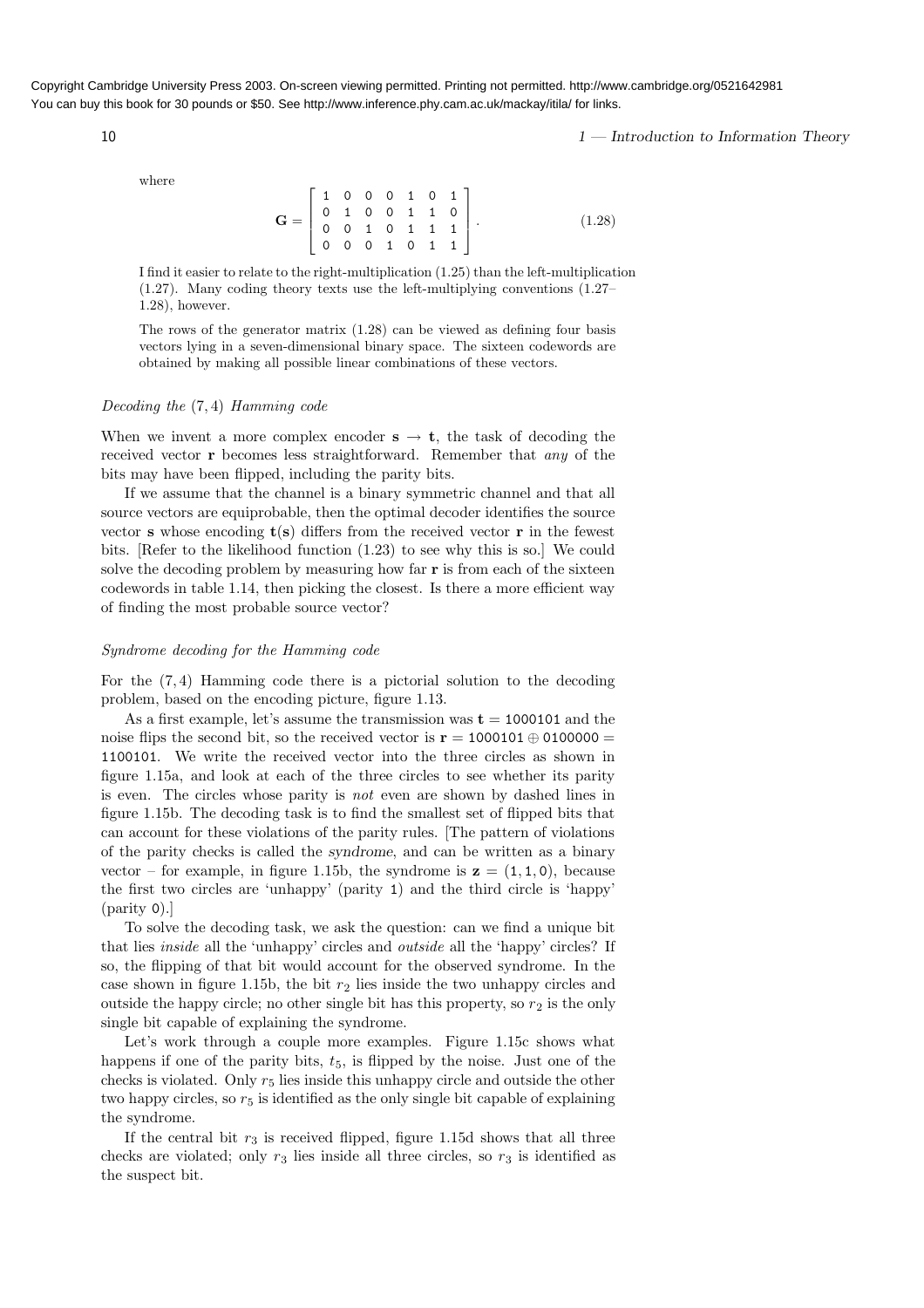where

$$\mathbf{G} = \begin{bmatrix} 1 & 0 & 0 & 0 & 1 & 0 & 1 \\ 0 & 1 & 0 & 0 & 1 & 1 & 0 \\ 0 & 0 & 1 & 0 & 1 & 1 & 1 \\ 0 & 0 & 0 & 1 & 0 & 1 & 1 \end{bmatrix}. \tag{1.28}$$

I find it easier to relate to the right-multiplication (1.25) than the left-multiplication (1.27). Many coding theory texts use the left-multiplying conventions (1.27–1.28), however.

The rows of the generator matrix (1.28) can be viewed as defining four basis vectors lying in a seven-dimensional binary space. The sixteen codewords are obtained by making all possible linear combinations of these vectors.

### *Decoding the (7, 4) Hamming code*

When we invent a more complex encoder $\mathbf{s} \to \mathbf{t}$, the task of decoding the received vector $\mathbf{r}$ becomes less straightforward. Remember that *any* of the bits may have been flipped, including the parity bits.

If we assume that the channel is a binary symmetric channel and that all source vectors are equiprobable, then the optimal decoder identifies the source vector $\mathbf{s}$ whose encoding $\mathbf{t}(\mathbf{s})$ differs from the received vector $\mathbf{r}$ in the fewest bits. [Refer to the likelihood function (1.23) to see why this is so.] We could solve the decoding problem by measuring how far $\mathbf{r}$ is from each of the sixteen codewords in table 1.14, then picking the closest. Is there a more efficient way of finding the most probable source vector?

### *Syndrome decoding for the Hamming code*

For the (7, 4) Hamming code there is a pictorial solution to the decoding problem, based on the encoding picture, figure 1.13.

As a first example, let's assume the transmission was $\mathbf{t} = 1000101$ and the noise flips the second bit, so the received vector is $\mathbf{r} = 1000101 \oplus 0100000 = 1100101$. We write the received vector into the three circles as shown in figure 1.15a, and look at each of the three circles to see whether its parity is even. The circles whose parity is *not* even are shown by dashed lines in figure 1.15b. The decoding task is to find the smallest set of flipped bits that can account for these violations of the parity rules. [The pattern of violations of the parity checks is called the *syndrome*, and can be written as a binary vector – for example, in figure 1.15b, the syndrome is $\mathbf{z} = (1, 1, 0)$, because the first two circles are 'unhappy' (parity 1) and the third circle is 'happy' (parity 0).]

To solve the decoding task, we ask the question: can we find a unique bit that lies *inside* all the 'unhappy' circles and *outside* all the 'happy' circles? If so, the flipping of that bit would account for the observed syndrome. In the case shown in figure 1.15b, the bit $r_2$ lies inside the two unhappy circles and outside the happy circle; no other single bit has this property, so $r_2$ is the only single bit capable of explaining the syndrome.

Let's work through a couple more examples. Figure 1.15c shows what happens if one of the parity bits, $t_5$, is flipped by the noise. Just one of the checks is violated. Only $r_5$ lies inside this unhappy circle and outside the other two happy circles, so $r_5$ is identified as the only single bit capable of explaining the syndrome.

If the central bit $r_3$ is received flipped, figure 1.15d shows that all three checks are violated; only $r_3$ lies inside all three circles, so $r_3$ is identified as the suspect bit.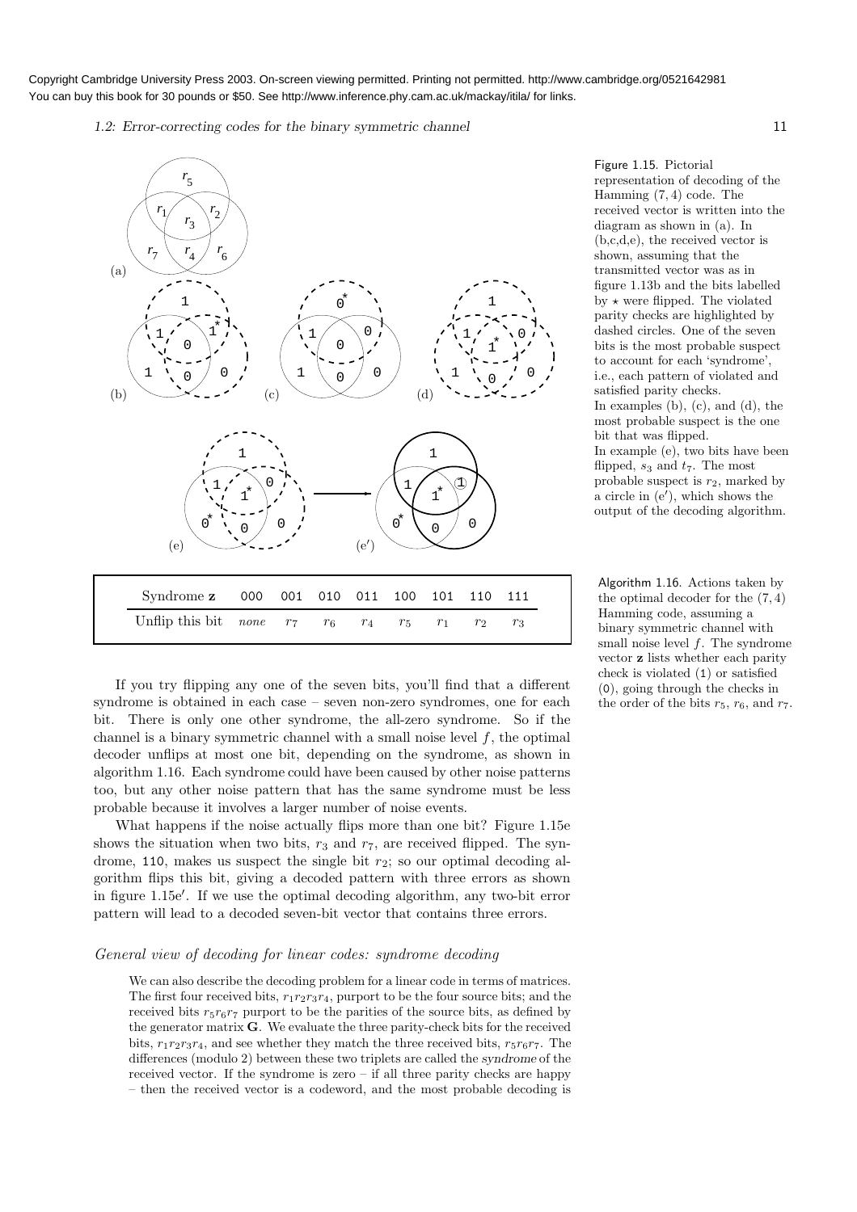Figure 1.15. Pictorial representation of decoding of the Hamming (7, 4) code. The received vector is written into the diagram as shown in (a). In (b,c,d,e), the received vector is shown, assuming that the transmitted vector was as in figure 1.13b and the bits labelled by $\star$ were flipped. The violated parity checks are highlighted by dashed circles. One of the seven bits is the most probable suspect to account for each 'syndrome', i.e., each pattern of violated and satisfied parity checks.
In examples (b), (c), and (d), the most probable suspect is the one bit that was flipped.
In example (e), two bits have been flipped, $s_3$ and $t_7$. The most probable suspect is $r_2$, marked by a circle in (e′), which shows the output of the decoding algorithm.

| Syndrome $\mathbf{z}$ | 000 | 001 | 010 | 011 | 100 | 101 | 110 | 111 |
|---|---|---|---|---|---|---|---|---|
| Unflip this bit | *none* | $r_7$ | $r_6$ | $r_4$ | $r_5$ | $r_1$ | $r_2$ | $r_3$ |

Algorithm 1.16. Actions taken by the optimal decoder for the (7, 4) Hamming code, assuming a binary symmetric channel with small noise level $f$. The syndrome vector $\mathbf{z}$ lists whether each parity check is violated (1) or satisfied (0), going through the checks in the order of the bits $r_5$, $r_6$, and $r_7$.

If you try flipping any one of the seven bits, you'll find that a different syndrome is obtained in each case – seven non-zero syndromes, one for each bit. There is only one other syndrome, the all-zero syndrome. So if the channel is a binary symmetric channel with a small noise level $f$, the optimal decoder unflips at most one bit, depending on the syndrome, as shown in algorithm 1.16. Each syndrome could have been caused by other noise patterns too, but any other noise pattern that has the same syndrome must be less probable because it involves a larger number of noise events.

What happens if the noise actually flips more than one bit? Figure 1.15e shows the situation when two bits, $r_3$ and $r_7$, are received flipped. The syndrome, 110, makes us suspect the single bit $r_2$; so our optimal decoding algorithm flips this bit, giving a decoded pattern with three errors as shown in figure 1.15e′. If we use the optimal decoding algorithm, any two-bit error pattern will lead to a decoded seven-bit vector that contains three errors.

### *General view of decoding for linear codes: syndrome decoding*

We can also describe the decoding problem for a linear code in terms of matrices. The first four received bits, $r_1r_2r_3r_4$, purport to be the four source bits; and the received bits $r_5r_6r_7$ purport to be the parities of the source bits, as defined by the generator matrix $\mathbf{G}$. We evaluate the three parity-check bits for the received bits, $r_1r_2r_3r_4$, and see whether they match the three received bits, $r_5r_6r_7$. The differences (modulo 2) between these two triplets are called the *syndrome* of the received vector. If the syndrome is zero – if all three parity checks are happy – then the received vector is a codeword, and the most probable decoding is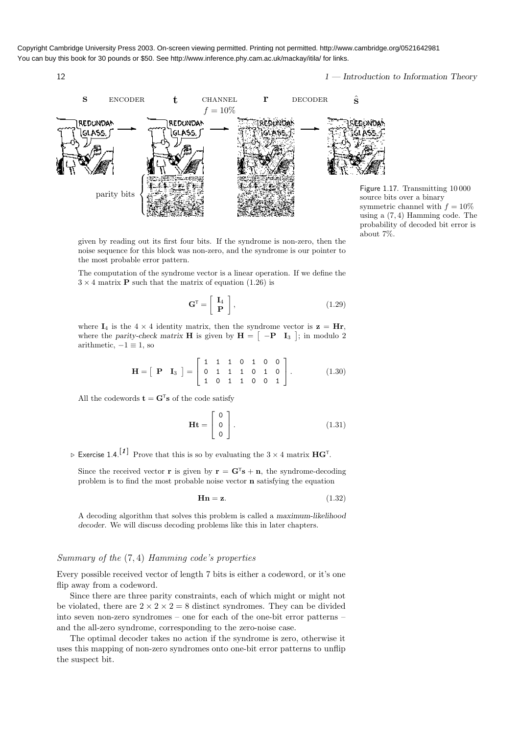Figure 1.17. Transmitting 10 000 source bits over a binary symmetric channel with $f = 10\%$ using a $(7, 4)$ Hamming code. The probability of decoded bit error is about 7%.

given by reading out its first four bits. If the syndrome is non-zero, then the noise sequence for this block was non-zero, and the syndrome is our pointer to the most probable error pattern.

The computation of the syndrome vector is a linear operation. If we define the $3 \times 4$ matrix $\mathbf{P}$ such that the matrix of equation (1.26) is

$$\mathbf{G}^{\mathsf{T}} = \begin{bmatrix} \mathbf{I}_4 \\ \mathbf{P} \end{bmatrix}, \tag{1.29}$$

where $\mathbf{I}_4$ is the $4 \times 4$ identity matrix, then the syndrome vector is $\mathbf{z} = \mathbf{H}\mathbf{r}$, where the *parity-check matrix* $\mathbf{H}$ is given by $\mathbf{H} = \begin{bmatrix} -\mathbf{P} & \mathbf{I}_3 \end{bmatrix}$; in modulo 2 arithmetic, $-1 \equiv 1$, so

$$\mathbf{H} = \begin{bmatrix} \mathbf{P} & \mathbf{I}_3 \end{bmatrix} = \begin{bmatrix} 1 & 1 & 1 & 0 & 1 & 0 & 0 \\ 0 & 1 & 1 & 1 & 0 & 1 & 0 \\ 1 & 0 & 1 & 1 & 0 & 0 & 1 \end{bmatrix}. \tag{1.30}$$

All the codewords $\mathbf{t} = \mathbf{G}^{\mathsf{T}}\mathbf{s}$ of the code satisfy

$$\mathbf{H}\mathbf{t} = \begin{bmatrix} 0 \\ 0 \\ 0 \end{bmatrix}. \tag{1.31}$$

▷ Exercise 1.4.[1] Prove that this is so by evaluating the $3 \times 4$ matrix $\mathbf{H}\mathbf{G}^{\mathsf{T}}$.

Since the received vector $\mathbf{r}$ is given by $\mathbf{r} = \mathbf{G}^{\mathsf{T}}\mathbf{s} + \mathbf{n}$, the syndrome-decoding problem is to find the most probable noise vector $\mathbf{n}$ satisfying the equation

$$\mathbf{H}\mathbf{n} = \mathbf{z}. \tag{1.32}$$

A decoding algorithm that solves this problem is called a *maximum-likelihood decoder*. We will discuss decoding problems like this in later chapters.

### *Summary of the $(7, 4)$ Hamming code's properties*

Every possible received vector of length 7 bits is either a codeword, or it's one flip away from a codeword.

Since there are three parity constraints, each of which might or might not be violated, there are $2 \times 2 \times 2 = 8$ distinct syndromes. They can be divided into seven non-zero syndromes – one for each of the one-bit error patterns – and the all-zero syndrome, corresponding to the zero-noise case.

The optimal decoder takes no action if the syndrome is zero, otherwise it uses this mapping of non-zero syndromes onto one-bit error patterns to unflip the suspect bit.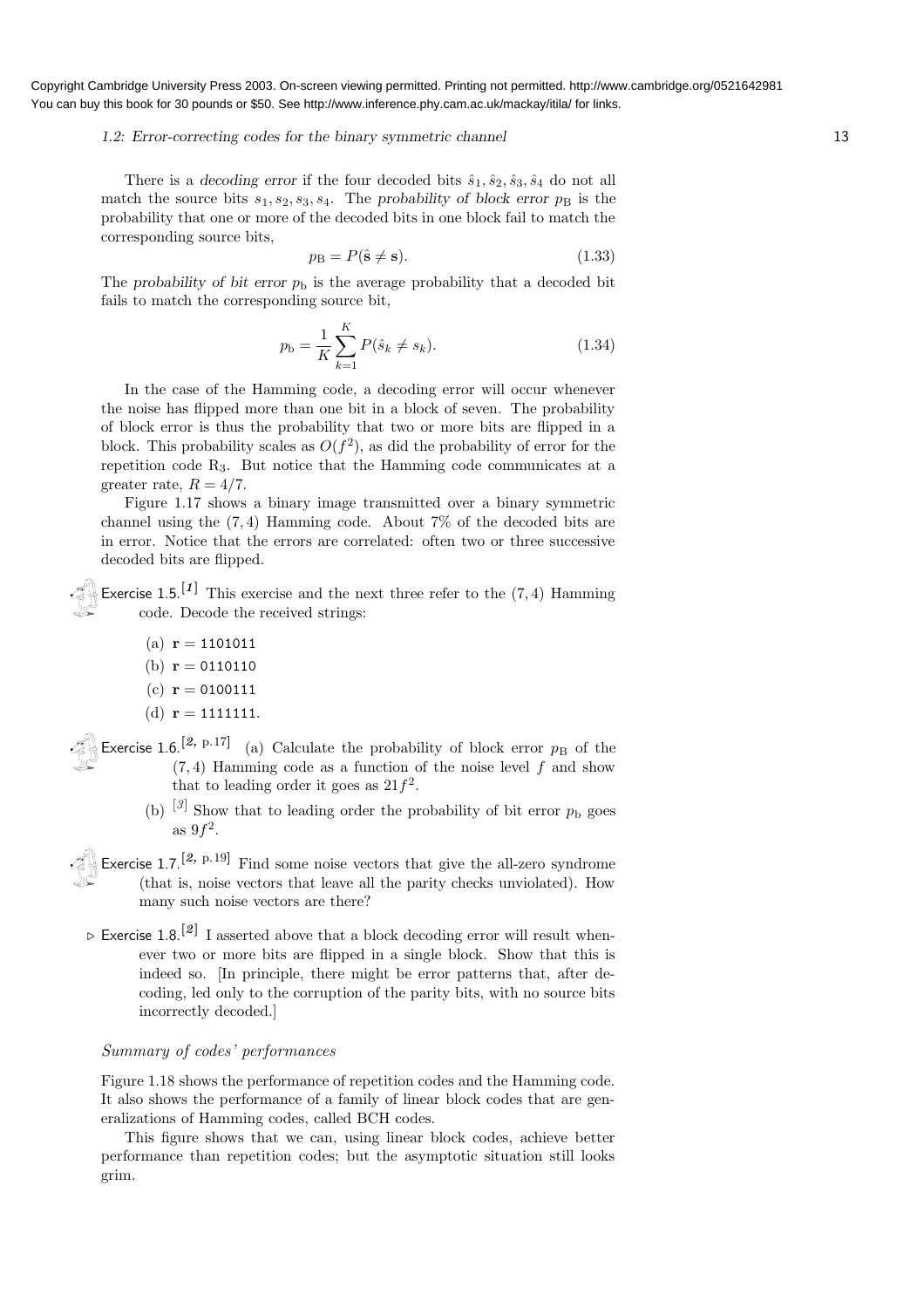There is a *decoding error* if the four decoded bits $\hat{s}_1, \hat{s}_2, \hat{s}_3, \hat{s}_4$ do not all match the source bits $s_1, s_2, s_3, s_4$. The *probability of block error* $p_B$ is the probability that one or more of the decoded bits in one block fail to match the corresponding source bits,

$$p_{\rm B} = P(\hat{\mathbf{s}} \neq \mathbf{s}). \tag{1.33}$$

The *probability of bit error* $p_b$ is the average probability that a decoded bit fails to match the corresponding source bit,

$$p_{\rm b} = \frac{1}{K} \sum_{k=1}^{K} P(\hat{s}_k \neq s_k). \tag{1.34}$$

In the case of the Hamming code, a decoding error will occur whenever the noise has flipped more than one bit in a block of seven. The probability of block error is thus the probability that two or more bits are flipped in a block. This probability scales as $O(f^2)$, as did the probability of error for the repetition code $R_3$. But notice that the Hamming code communicates at a greater rate, $R = 4/7$.

Figure 1.17 shows a binary image transmitted over a binary symmetric channel using the $(7,4)$ Hamming code. About 7% of the decoded bits are in error. Notice that the errors are correlated: often two or three successive decoded bits are flipped.

Exercise 1.5.[1] This exercise and the next three refer to the $(7,4)$ Hamming code. Decode the received strings:

(a) $\mathbf{r} =$ 1101011

(b) $\mathbf{r} =$ 0110110

(c) $\mathbf{r} =$ 0100111

(d) $\mathbf{r} =$ 1111111.

Exercise 1.6.[2, p.17] (a) Calculate the probability of block error $p_B$ of the $(7,4)$ Hamming code as a function of the noise level $f$ and show that to leading order it goes as $21f^2$.

(b) [3] Show that to leading order the probability of bit error $p_b$ goes as $9f^2$.

Exercise 1.7.[2, p.19] Find some noise vectors that give the all-zero syndrome (that is, noise vectors that leave all the parity checks unviolated). How many such noise vectors are there?

▷ Exercise 1.8.[2] I asserted above that a block decoding error will result whenever two or more bits are flipped in a single block. Show that this is indeed so. [In principle, there might be error patterns that, after decoding, led only to the corruption of the parity bits, with no source bits incorrectly decoded.]

### *Summary of codes' performances*

Figure 1.18 shows the performance of repetition codes and the Hamming code. It also shows the performance of a family of linear block codes that are generalizations of Hamming codes, called BCH codes.

This figure shows that we can, using linear block codes, achieve better performance than repetition codes; but the asymptotic situation still looks grim.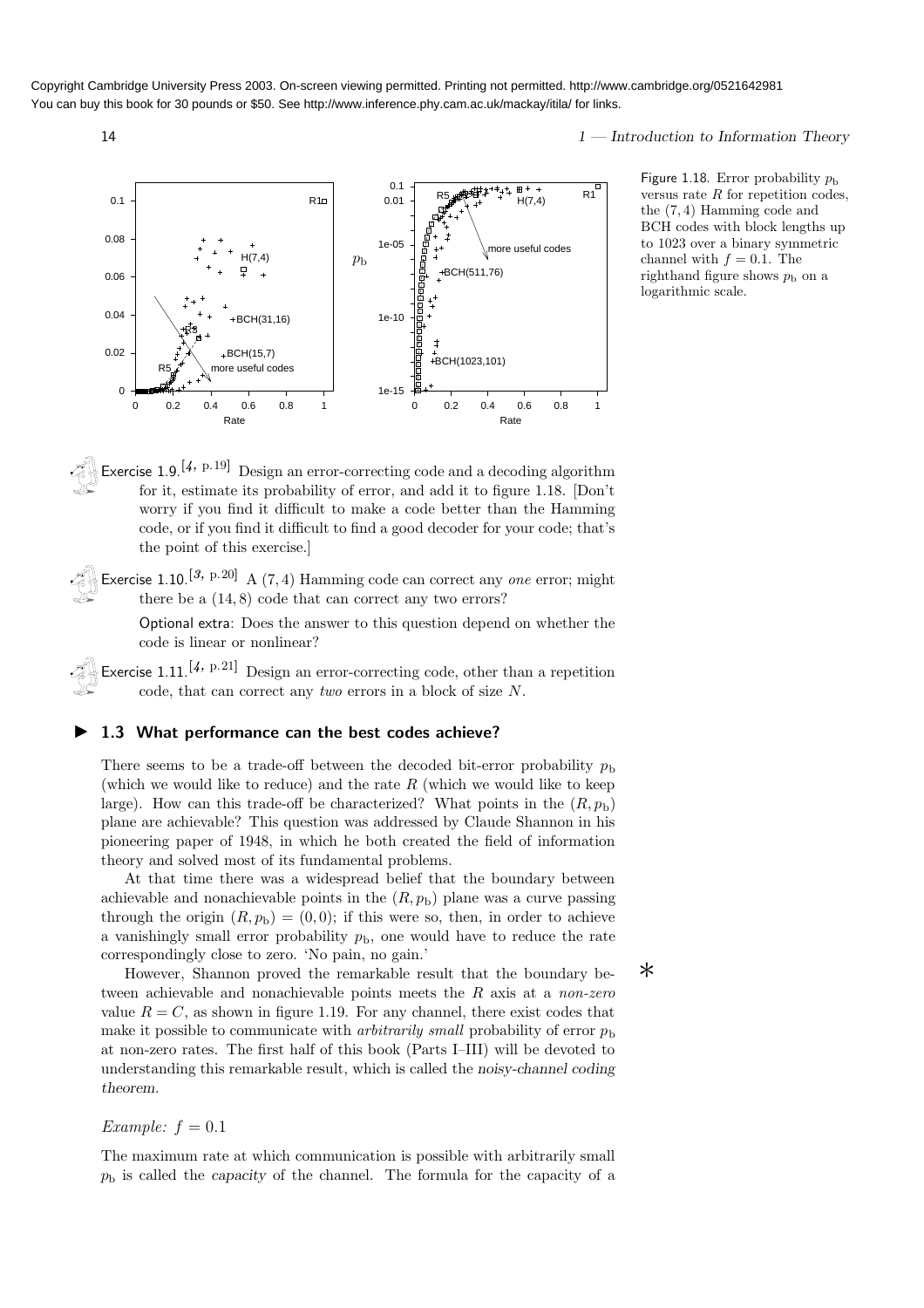Copyright Cambridge University Press 2003. On-screen viewing permitted. Printing not permitted. http://www.cambridge.org/0521642981
You can buy this book for 30 pounds or $50. See http://www.inference.phy.cam.ac.uk/mackay/itila/ for links.

Figure 1.18. Error probability $p_b$ versus rate $R$ for repetition codes, the (7, 4) Hamming code and BCH codes with block lengths up to 1023 over a binary symmetric channel with $f = 0.1$. The righthand figure shows $p_b$ on a logarithmic scale.

Exercise 1.9.[4, p.19] Design an error-correcting code and a decoding algorithm for it, estimate its probability of error, and add it to figure 1.18. [Don't worry if you find it difficult to make a code better than the Hamming code, or if you find it difficult to find a good decoder for your code; that's the point of this exercise.]

Exercise 1.10.[3, p.20] A (7, 4) Hamming code can correct any *one* error; might there be a (14, 8) code that can correct any two errors?

Optional extra: Does the answer to this question depend on whether the code is linear or nonlinear?

Exercise 1.11.[4, p.21] Design an error-correcting code, other than a repetition code, that can correct any *two* errors in a block of size $N$.

## 1.3 What performance can the best codes achieve?

There seems to be a trade-off between the decoded bit-error probability $p_b$ (which we would like to reduce) and the rate $R$ (which we would like to keep large). How can this trade-off be characterized? What points in the $(R, p_b)$ plane are achievable? This question was addressed by Claude Shannon in his pioneering paper of 1948, in which he both created the field of information theory and solved most of its fundamental problems.

At that time there was a widespread belief that the boundary between achievable and nonachievable points in the $(R, p_b)$ plane was a curve passing through the origin $(R, p_b) = (0, 0)$; if this were so, then, in order to achieve a vanishingly small error probability $p_b$, one would have to reduce the rate correspondingly close to zero. 'No pain, no gain.'

However, Shannon proved the remarkable result that the boundary between achievable and nonachievable points meets the $R$ axis at a *non-zero* value $R = C$, as shown in figure 1.19. For any channel, there exist codes that make it possible to communicate with *arbitrarily small* probability of error $p_b$ at non-zero rates. The first half of this book (Parts I–III) will be devoted to understanding this remarkable result, which is called the noisy-channel coding theorem.

*Example: $f = 0.1$*

The maximum rate at which communication is possible with arbitrarily small $p_b$ is called the capacity of the channel. The formula for the capacity of a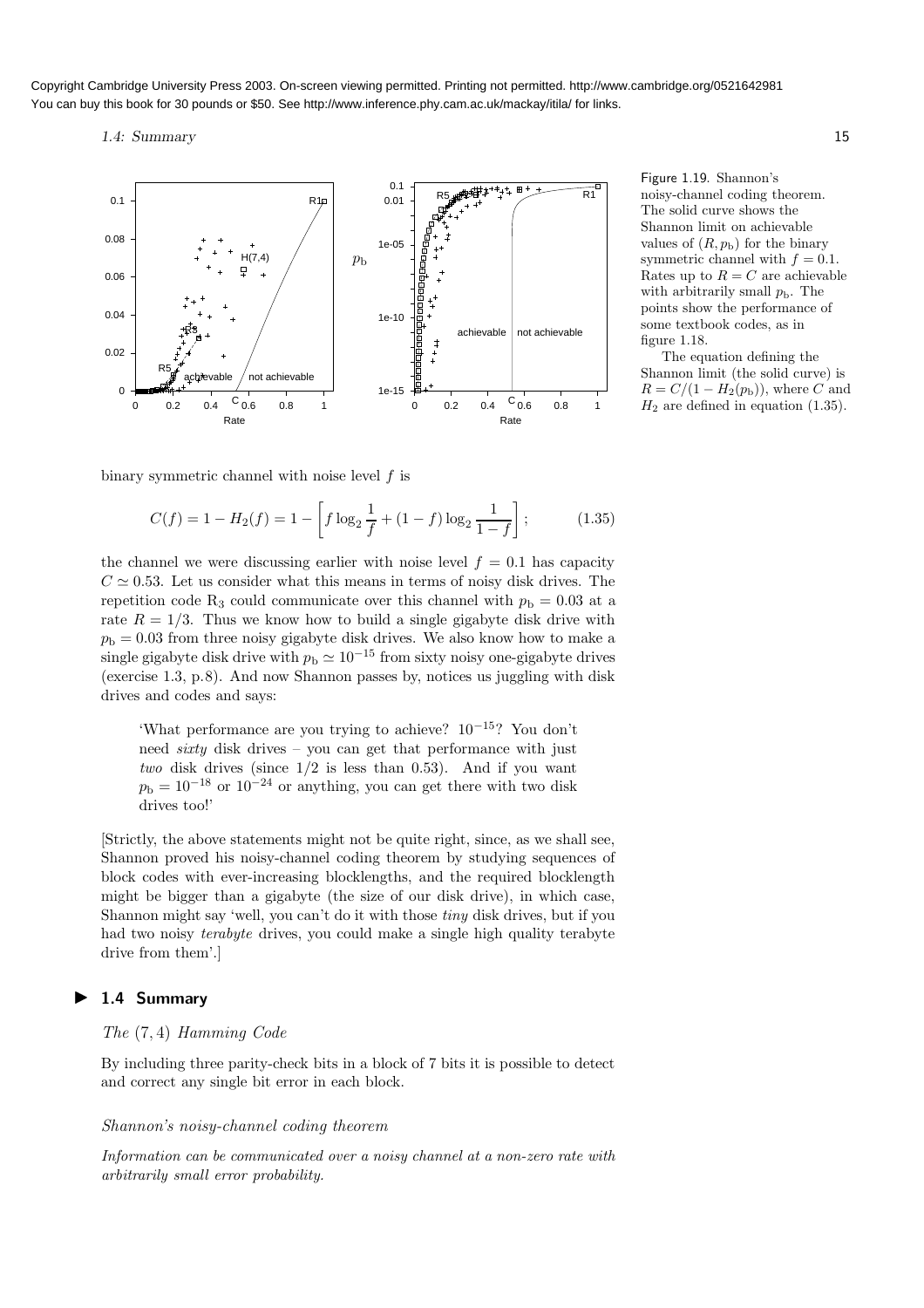Figure 1.19. Shannon's noisy-channel coding theorem. The solid curve shows the Shannon limit on achievable values of $(R, p_b)$ for the binary symmetric channel with $f = 0.1$. Rates up to $R = C$ are achievable with arbitrarily small $p_b$. The points show the performance of some textbook codes, as in figure 1.18.

The equation defining the Shannon limit (the solid curve) is $R = C/(1 - H_2(p_b))$, where $C$ and $H_2$ are defined in equation (1.35).

binary symmetric channel with noise level $f$ is

$$C(f) = 1 - H_2(f) = 1 - \left[ f \log_2 \frac{1}{f} + (1-f) \log_2 \frac{1}{1-f} \right]; \tag{1.35}$$

the channel we were discussing earlier with noise level $f = 0.1$ has capacity $C \simeq 0.53$. Let us consider what this means in terms of noisy disk drives. The repetition code $R_3$ could communicate over this channel with $p_b = 0.03$ at a rate $R = 1/3$. Thus we know how to build a single gigabyte disk drive with $p_b = 0.03$ from three noisy gigabyte disk drives. We also know how to make a single gigabyte disk drive with $p_b \simeq 10^{-15}$ from sixty noisy one-gigabyte drives (exercise 1.3, p.8). And now Shannon passes by, notices us juggling with disk drives and codes and says:

> 'What performance are you trying to achieve? $10^{-15}$? You don't need *sixty* disk drives – you can get that performance with just *two* disk drives (since 1/2 is less than 0.53). And if you want $p_b = 10^{-18}$ or $10^{-24}$ or anything, you can get there with two disk drives too!'

[Strictly, the above statements might not be quite right, since, as we shall see, Shannon proved his noisy-channel coding theorem by studying sequences of block codes with ever-increasing blocklengths, and the required blocklength might be bigger than a gigabyte (the size of our disk drive), in which case, Shannon might say 'well, you can't do it with those *tiny* disk drives, but if you had two noisy *terabyte* drives, you could make a single high quality terabyte drive from them'.]

## ▶ 1.4 Summary

*The (7, 4) Hamming Code*

By including three parity-check bits in a block of 7 bits it is possible to detect and correct any single bit error in each block.

*Shannon's noisy-channel coding theorem*

*Information can be communicated over a noisy channel at a non-zero rate with arbitrarily small error probability.*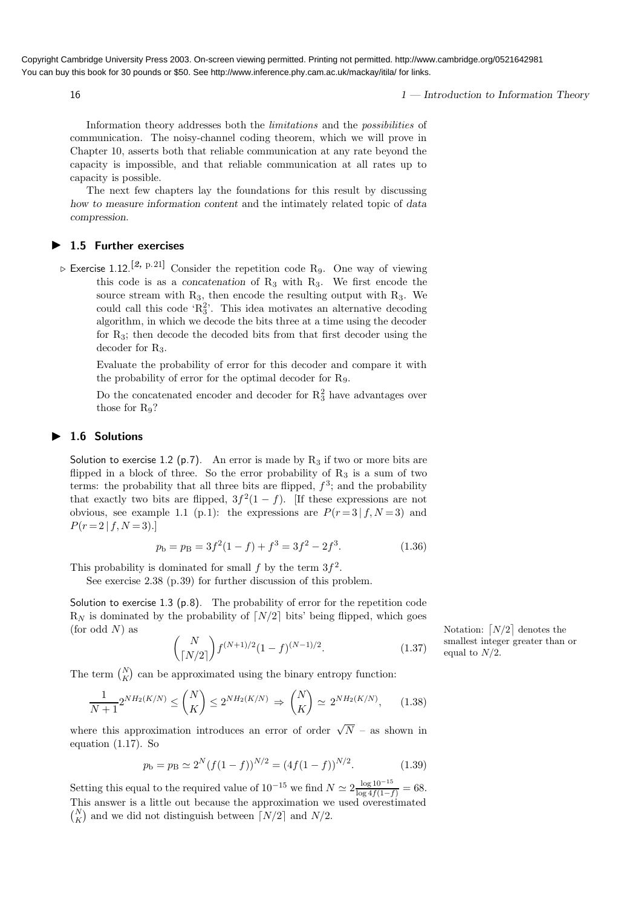Information theory addresses both the *limitations* and the *possibilities* of communication. The noisy-channel coding theorem, which we will prove in Chapter 10, asserts both that reliable communication at any rate beyond the capacity is impossible, and that reliable communication at all rates up to capacity is possible.

The next few chapters lay the foundations for this result by discussing *how to measure information content* and the intimately related topic of *data compression*.

## ▶ 1.5 Further exercises

▷ **Exercise 1.12.**[2, p.21] Consider the repetition code $R_9$. One way of viewing this code is as a *concatenation* of $R_3$ with $R_3$. We first encode the source stream with $R_3$, then encode the resulting output with $R_3$. We could call this code '$R_3^2$'. This idea motivates an alternative decoding algorithm, in which we decode the bits three at a time using the decoder for $R_3$; then decode the decoded bits from that first decoder using the decoder for $R_3$.

Evaluate the probability of error for this decoder and compare it with the probability of error for the optimal decoder for $R_9$.

Do the concatenated encoder and decoder for $R_3^2$ have advantages over those for $R_9$?

## ▶ 1.6 Solutions

**Solution to exercise 1.2 (p.7).** An error is made by $R_3$ if two or more bits are flipped in a block of three. So the error probability of $R_3$ is a sum of two terms: the probability that all three bits are flipped, $f^3$; and the probability that exactly two bits are flipped, $3f^2(1-f)$. [If these expressions are not obvious, see example 1.1 (p.1): the expressions are $P(r=3 \mid f, N=3)$ and $P(r=2 \mid f, N=3)$.]

$$p_b = p_B = 3f^2(1-f) + f^3 = 3f^2 - 2f^3. \tag{1.36}$$

This probability is dominated for small $f$ by the term $3f^2$.

See exercise 2.38 (p.39) for further discussion of this problem.

**Solution to exercise 1.3 (p.8).** The probability of error for the repetition code $R_N$ is dominated by the probability of $\lceil N/2 \rceil$ bits' being flipped, which goes (for odd $N$) as

$$\binom{N}{\lceil N/2 \rceil} f^{(N+1)/2}(1-f)^{(N-1)/2}. \tag{1.37}$$

Notation: $\lceil N/2 \rceil$ denotes the smallest integer greater than or equal to $N/2$.

The term $\binom{N}{K}$ can be approximated using the binary entropy function:

$$\frac{1}{N+1} 2^{NH_2(K/N)} \leq \binom{N}{K} \leq 2^{NH_2(K/N)} \Rightarrow \binom{N}{K} \simeq 2^{NH_2(K/N)}, \tag{1.38}$$

where this approximation introduces an error of order $\sqrt{N}$ – as shown in equation (1.17). So

$$p_b = p_B \simeq 2^N (f(1-f))^{N/2} = (4f(1-f))^{N/2}. \tag{1.39}$$

Setting this equal to the required value of $10^{-15}$ we find $N \simeq 2 \frac{\log 10^{-15}}{\log 4f(1-f)} = 68$. This answer is a little out because the approximation we used overestimated $\binom{N}{K}$ and we did not distinguish between $\lceil N/2 \rceil$ and $N/2$.